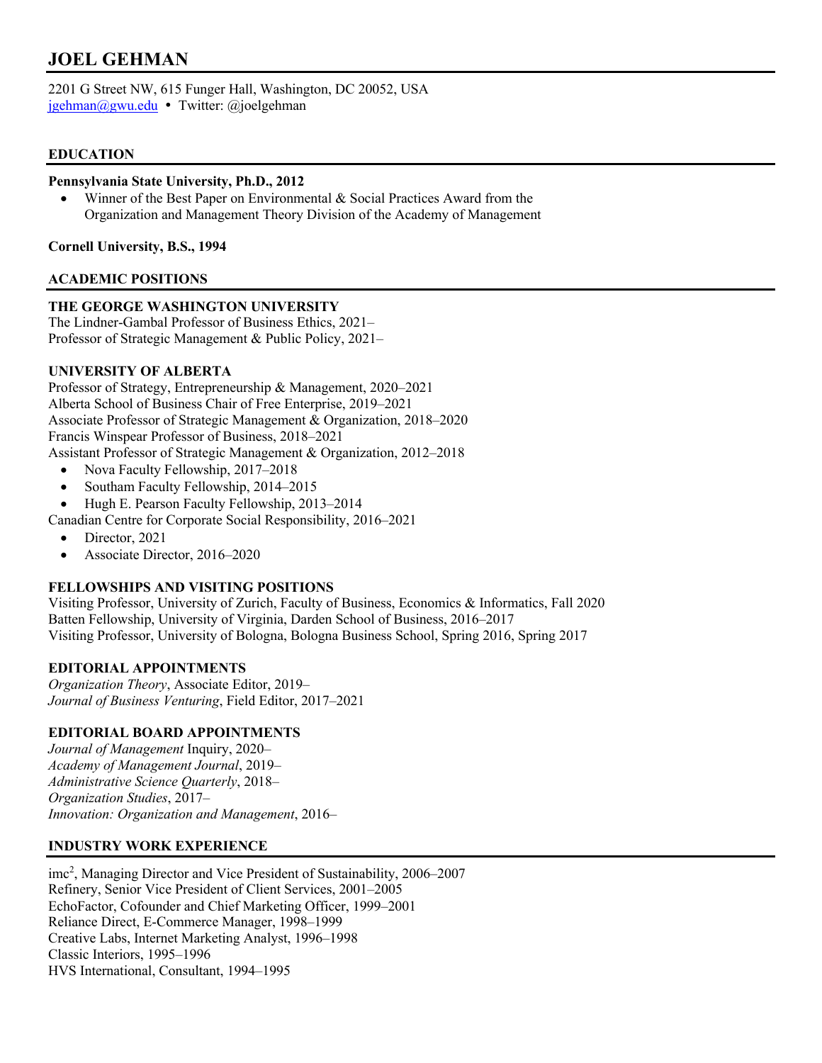# JOEL GEHMAN

2201 G Street NW, 615 Funger Hall, Washington, DC 20052, USA
jgehman@gwu.edu • Twitter: @joelgehman

## EDUCATION

**Pennsylvania State University, Ph.D., 2012**

- Winner of the Best Paper on Environmental & Social Practices Award from the Organization and Management Theory Division of the Academy of Management

**Cornell University, B.S., 1994**

## ACADEMIC POSITIONS

**THE GEORGE WASHINGTON UNIVERSITY**
The Lindner-Gambal Professor of Business Ethics, 2021–
Professor of Strategic Management & Public Policy, 2021–

**UNIVERSITY OF ALBERTA**
Professor of Strategy, Entrepreneurship & Management, 2020–2021
Alberta School of Business Chair of Free Enterprise, 2019–2021
Associate Professor of Strategic Management & Organization, 2018–2020
Francis Winspear Professor of Business, 2018–2021
Assistant Professor of Strategic Management & Organization, 2012–2018

- Nova Faculty Fellowship, 2017–2018
- Southam Faculty Fellowship, 2014–2015
- Hugh E. Pearson Faculty Fellowship, 2013–2014

Canadian Centre for Corporate Social Responsibility, 2016–2021

- Director, 2021
- Associate Director, 2016–2020

**FELLOWSHIPS AND VISITING POSITIONS**
Visiting Professor, University of Zurich, Faculty of Business, Economics & Informatics, Fall 2020
Batten Fellowship, University of Virginia, Darden School of Business, 2016–2017
Visiting Professor, University of Bologna, Bologna Business School, Spring 2016, Spring 2017

**EDITORIAL APPOINTMENTS**
*Organization Theory*, Associate Editor, 2019–
*Journal of Business Venturing*, Field Editor, 2017–2021

**EDITORIAL BOARD APPOINTMENTS**
*Journal of Management* Inquiry, 2020–
*Academy of Management Journal*, 2019–
*Administrative Science Quarterly*, 2018–
*Organization Studies*, 2017–
*Innovation: Organization and Management*, 2016–

## INDUSTRY WORK EXPERIENCE

imc$^2$, Managing Director and Vice President of Sustainability, 2006–2007
Refinery, Senior Vice President of Client Services, 2001–2005
EchoFactor, Cofounder and Chief Marketing Officer, 1999–2001
Reliance Direct, E-Commerce Manager, 1998–1999
Creative Labs, Internet Marketing Analyst, 1996–1998
Classic Interiors, 1995–1996
HVS International, Consultant, 1994–1995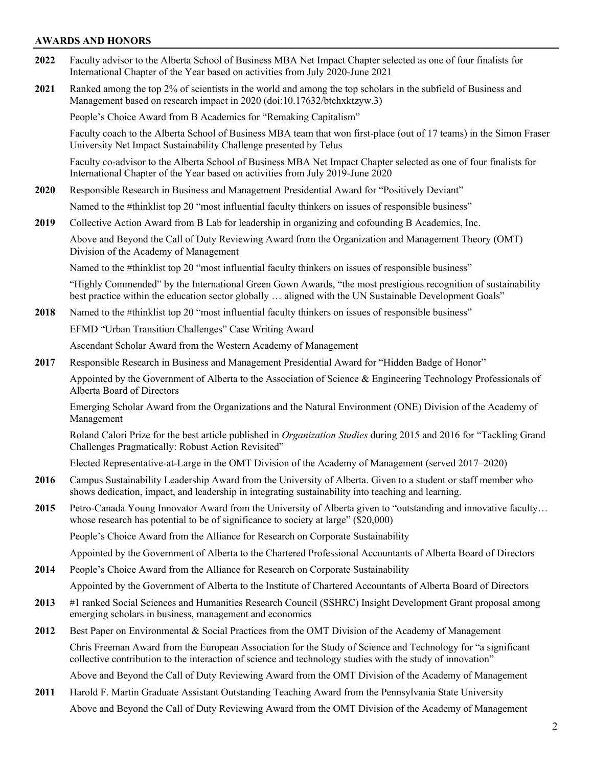## AWARDS AND HONORS

**2022** Faculty advisor to the Alberta School of Business MBA Net Impact Chapter selected as one of four finalists for International Chapter of the Year based on activities from July 2020-June 2021

**2021** Ranked among the top 2% of scientists in the world and among the top scholars in the subfield of Business and Management based on research impact in 2020 (doi:10.17632/btchxktzyw.3)

People's Choice Award from B Academics for "Remaking Capitalism"

Faculty coach to the Alberta School of Business MBA team that won first-place (out of 17 teams) in the Simon Fraser University Net Impact Sustainability Challenge presented by Telus

Faculty co-advisor to the Alberta School of Business MBA Net Impact Chapter selected as one of four finalists for International Chapter of the Year based on activities from July 2019-June 2020

**2020** Responsible Research in Business and Management Presidential Award for "Positively Deviant"

Named to the #thinklist top 20 "most influential faculty thinkers on issues of responsible business"

**2019** Collective Action Award from B Lab for leadership in organizing and cofounding B Academics, Inc.

Above and Beyond the Call of Duty Reviewing Award from the Organization and Management Theory (OMT) Division of the Academy of Management

Named to the #thinklist top 20 "most influential faculty thinkers on issues of responsible business"

"Highly Commended" by the International Green Gown Awards, "the most prestigious recognition of sustainability best practice within the education sector globally … aligned with the UN Sustainable Development Goals"

**2018** Named to the #thinklist top 20 "most influential faculty thinkers on issues of responsible business"

EFMD "Urban Transition Challenges" Case Writing Award

Ascendant Scholar Award from the Western Academy of Management

**2017** Responsible Research in Business and Management Presidential Award for "Hidden Badge of Honor"

Appointed by the Government of Alberta to the Association of Science & Engineering Technology Professionals of Alberta Board of Directors

Emerging Scholar Award from the Organizations and the Natural Environment (ONE) Division of the Academy of Management

Roland Calori Prize for the best article published in *Organization Studies* during 2015 and 2016 for "Tackling Grand Challenges Pragmatically: Robust Action Revisited"

Elected Representative-at-Large in the OMT Division of the Academy of Management (served 2017–2020)

**2016** Campus Sustainability Leadership Award from the University of Alberta. Given to a student or staff member who shows dedication, impact, and leadership in integrating sustainability into teaching and learning.

**2015** Petro-Canada Young Innovator Award from the University of Alberta given to "outstanding and innovative faculty… whose research has potential to be of significance to society at large" ($20,000)

People's Choice Award from the Alliance for Research on Corporate Sustainability

Appointed by the Government of Alberta to the Chartered Professional Accountants of Alberta Board of Directors

**2014** People's Choice Award from the Alliance for Research on Corporate Sustainability

Appointed by the Government of Alberta to the Institute of Chartered Accountants of Alberta Board of Directors

**2013** #1 ranked Social Sciences and Humanities Research Council (SSHRC) Insight Development Grant proposal among emerging scholars in business, management and economics

**2012** Best Paper on Environmental & Social Practices from the OMT Division of the Academy of Management

Chris Freeman Award from the European Association for the Study of Science and Technology for "a significant collective contribution to the interaction of science and technology studies with the study of innovation"

Above and Beyond the Call of Duty Reviewing Award from the OMT Division of the Academy of Management

**2011** Harold F. Martin Graduate Assistant Outstanding Teaching Award from the Pennsylvania State University

Above and Beyond the Call of Duty Reviewing Award from the OMT Division of the Academy of Management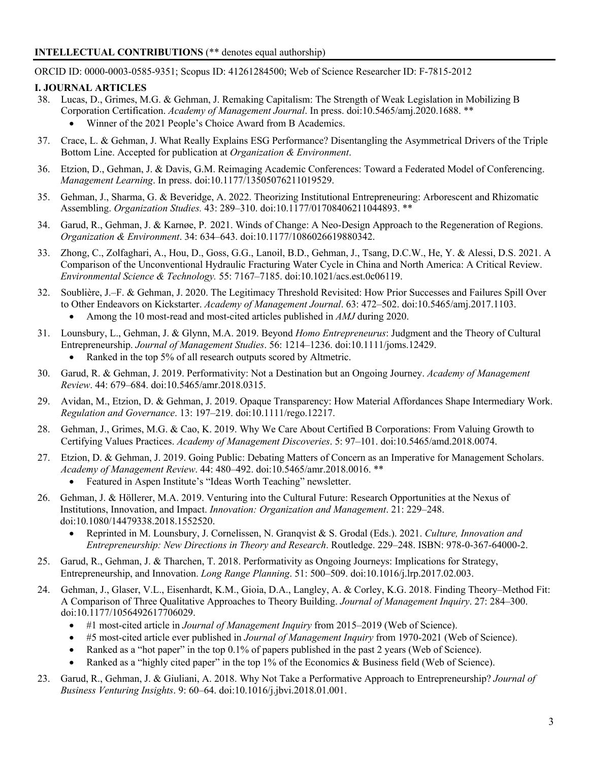**INTELLECTUAL CONTRIBUTIONS** (** denotes equal authorship)

ORCID ID: 0000-0003-0585-9351; Scopus ID: 41261284500; Web of Science Researcher ID: F-7815-2012

## I. JOURNAL ARTICLES

38. Lucas, D., Grimes, M.G. & Gehman, J. Remaking Capitalism: The Strength of Weak Legislation in Mobilizing B Corporation Certification. *Academy of Management Journal*. In press. doi:10.5465/amj.2020.1688. **
    - Winner of the 2021 People's Choice Award from B Academics.

37. Crace, L. & Gehman, J. What Really Explains ESG Performance? Disentangling the Asymmetrical Drivers of the Triple Bottom Line. Accepted for publication at *Organization & Environment*.

36. Etzion, D., Gehman, J. & Davis, G.M. Reimaging Academic Conferences: Toward a Federated Model of Conferencing. *Management Learning*. In press. doi:10.1177/13505076211019529.

35. Gehman, J., Sharma, G. & Beveridge, A. 2022. Theorizing Institutional Entrepreneuring: Arborescent and Rhizomatic Assembling. *Organization Studies.* 43: 289–310. doi:10.1177/01708406211044893. **

34. Garud, R., Gehman, J. & Karnøe, P. 2021. Winds of Change: A Neo-Design Approach to the Regeneration of Regions. *Organization & Environment*. 34: 634–643. doi:10.1177/1086026619880342.

33. Zhong, C., Zolfaghari, A., Hou, D., Goss, G.G., Lanoil, B.D., Gehman, J., Tsang, D.C.W., He, Y. & Alessi, D.S. 2021. A Comparison of the Unconventional Hydraulic Fracturing Water Cycle in China and North America: A Critical Review. *Environmental Science & Technology.* 55: 7167–7185. doi:10.1021/acs.est.0c06119.

32. Soublière, J.–F. & Gehman, J. 2020. The Legitimacy Threshold Revisited: How Prior Successes and Failures Spill Over to Other Endeavors on Kickstarter. *Academy of Management Journal*. 63: 472–502. doi:10.5465/amj.2017.1103.
    - Among the 10 most-read and most-cited articles published in *AMJ* during 2020.

31. Lounsbury, L., Gehman, J. & Glynn, M.A. 2019. Beyond *Homo Entrepreneurus*: Judgment and the Theory of Cultural Entrepreneurship. *Journal of Management Studies*. 56: 1214–1236. doi:10.1111/joms.12429.
    - Ranked in the top 5% of all research outputs scored by Altmetric.

30. Garud, R. & Gehman, J. 2019. Performativity: Not a Destination but an Ongoing Journey. *Academy of Management Review*. 44: 679–684. doi:10.5465/amr.2018.0315.

29. Avidan, M., Etzion, D. & Gehman, J. 2019. Opaque Transparency: How Material Affordances Shape Intermediary Work. *Regulation and Governance*. 13: 197–219. doi:10.1111/rego.12217.

28. Gehman, J., Grimes, M.G. & Cao, K. 2019. Why We Care About Certified B Corporations: From Valuing Growth to Certifying Values Practices. *Academy of Management Discoveries*. 5: 97–101. doi:10.5465/amd.2018.0074.

27. Etzion, D. & Gehman, J. 2019. Going Public: Debating Matters of Concern as an Imperative for Management Scholars. *Academy of Management Review*. 44: 480–492. doi:10.5465/amr.2018.0016. **
    - Featured in Aspen Institute's "Ideas Worth Teaching" newsletter.

26. Gehman, J. & Höllerer, M.A. 2019. Venturing into the Cultural Future: Research Opportunities at the Nexus of Institutions, Innovation, and Impact. *Innovation: Organization and Management*. 21: 229–248. doi:10.1080/14479338.2018.1552520.
    - Reprinted in M. Lounsbury, J. Cornelissen, N. Granqvist & S. Grodal (Eds.). 2021. *Culture, Innovation and Entrepreneurship: New Directions in Theory and Research*. Routledge. 229–248. ISBN: 978-0-367-64000-2.

25. Garud, R., Gehman, J. & Tharchen, T. 2018. Performativity as Ongoing Journeys: Implications for Strategy, Entrepreneurship, and Innovation. *Long Range Planning*. 51: 500–509. doi:10.1016/j.lrp.2017.02.003.

24. Gehman, J., Glaser, V.L., Eisenhardt, K.M., Gioia, D.A., Langley, A. & Corley, K.G. 2018. Finding Theory–Method Fit: A Comparison of Three Qualitative Approaches to Theory Building. *Journal of Management Inquiry*. 27: 284–300. doi:10.1177/1056492617706029.
    - #1 most-cited article in *Journal of Management Inquiry* from 2015–2019 (Web of Science).
    - #5 most-cited article ever published in *Journal of Management Inquiry* from 1970-2021 (Web of Science).
    - Ranked as a "hot paper" in the top 0.1% of papers published in the past 2 years (Web of Science).
    - Ranked as a "highly cited paper" in the top 1% of the Economics & Business field (Web of Science).

23. Garud, R., Gehman, J. & Giuliani, A. 2018. Why Not Take a Performative Approach to Entrepreneurship? *Journal of Business Venturing Insights*. 9: 60–64. doi:10.1016/j.jbvi.2018.01.001.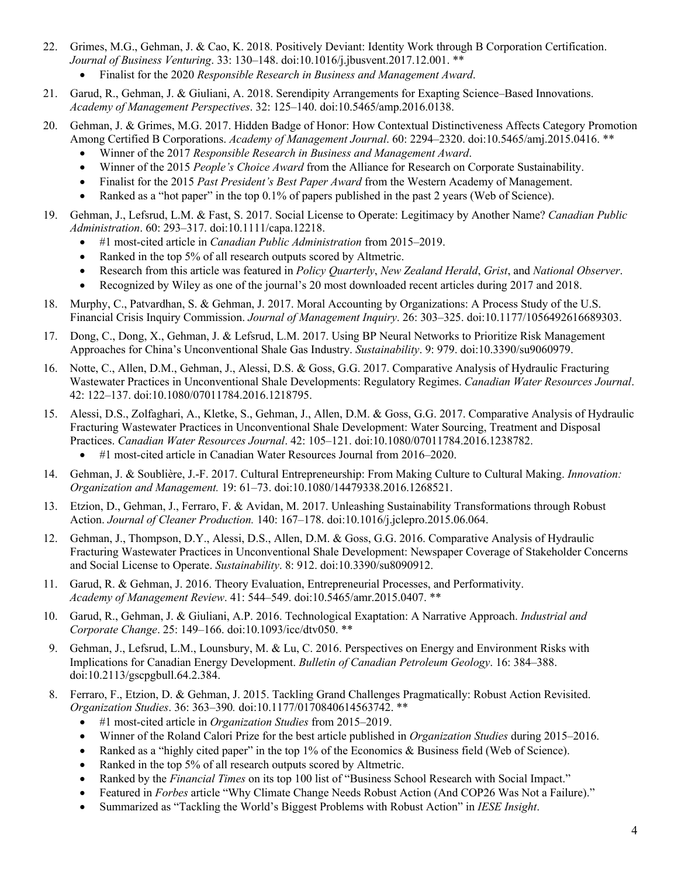22. Grimes, M.G., Gehman, J. & Cao, K. 2018. Positively Deviant: Identity Work through B Corporation Certification. *Journal of Business Venturing*. 33: 130–148. doi:10.1016/j.jbusvent.2017.12.001. **
    - Finalist for the 2020 *Responsible Research in Business and Management Award*.
21. Garud, R., Gehman, J. & Giuliani, A. 2018. Serendipity Arrangements for Exapting Science–Based Innovations. *Academy of Management Perspectives*. 32: 125–140. doi:10.5465/amp.2016.0138.
20. Gehman, J. & Grimes, M.G. 2017. Hidden Badge of Honor: How Contextual Distinctiveness Affects Category Promotion Among Certified B Corporations. *Academy of Management Journal*. 60: 2294–2320. doi:10.5465/amj.2015.0416. **
    - Winner of the 2017 *Responsible Research in Business and Management Award*.
    - Winner of the 2015 *People's Choice Award* from the Alliance for Research on Corporate Sustainability.
    - Finalist for the 2015 *Past President's Best Paper Award* from the Western Academy of Management.
    - Ranked as a "hot paper" in the top 0.1% of papers published in the past 2 years (Web of Science).
19. Gehman, J., Lefsrud, L.M. & Fast, S. 2017. Social License to Operate: Legitimacy by Another Name? *Canadian Public Administration*. 60: 293–317. doi:10.1111/capa.12218.
    - #1 most-cited article in *Canadian Public Administration* from 2015–2019.
    - Ranked in the top 5% of all research outputs scored by Altmetric.
    - Research from this article was featured in *Policy Quarterly*, *New Zealand Herald*, *Grist*, and *National Observer*.
    - Recognized by Wiley as one of the journal's 20 most downloaded recent articles during 2017 and 2018.
18. Murphy, C., Patvardhan, S. & Gehman, J. 2017. Moral Accounting by Organizations: A Process Study of the U.S. Financial Crisis Inquiry Commission. *Journal of Management Inquiry*. 26: 303–325. doi:10.1177/1056492616689303.
17. Dong, C., Dong, X., Gehman, J. & Lefsrud, L.M. 2017. Using BP Neural Networks to Prioritize Risk Management Approaches for China's Unconventional Shale Gas Industry. *Sustainability*. 9: 979. doi:10.3390/su9060979.
16. Notte, C., Allen, D.M., Gehman, J., Alessi, D.S. & Goss, G.G. 2017. Comparative Analysis of Hydraulic Fracturing Wastewater Practices in Unconventional Shale Developments: Regulatory Regimes. *Canadian Water Resources Journal*. 42: 122–137. doi:10.1080/07011784.2016.1218795.
15. Alessi, D.S., Zolfaghari, A., Kletke, S., Gehman, J., Allen, D.M. & Goss, G.G. 2017. Comparative Analysis of Hydraulic Fracturing Wastewater Practices in Unconventional Shale Development: Water Sourcing, Treatment and Disposal Practices. *Canadian Water Resources Journal*. 42: 105–121. doi:10.1080/07011784.2016.1238782.
    - #1 most-cited article in Canadian Water Resources Journal from 2016–2020.
14. Gehman, J. & Soublière, J.-F. 2017. Cultural Entrepreneurship: From Making Culture to Cultural Making. *Innovation: Organization and Management.* 19: 61–73. doi:10.1080/14479338.2016.1268521.
13. Etzion, D., Gehman, J., Ferraro, F. & Avidan, M. 2017. Unleashing Sustainability Transformations through Robust Action. *Journal of Cleaner Production.* 140: 167–178. doi:10.1016/j.jclepro.2015.06.064.
12. Gehman, J., Thompson, D.Y., Alessi, D.S., Allen, D.M. & Goss, G.G. 2016. Comparative Analysis of Hydraulic Fracturing Wastewater Practices in Unconventional Shale Development: Newspaper Coverage of Stakeholder Concerns and Social License to Operate. *Sustainability*. 8: 912. doi:10.3390/su8090912.
11. Garud, R. & Gehman, J. 2016. Theory Evaluation, Entrepreneurial Processes, and Performativity. *Academy of Management Review*. 41: 544–549. doi:10.5465/amr.2015.0407. **
10. Garud, R., Gehman, J. & Giuliani, A.P. 2016. Technological Exaptation: A Narrative Approach. *Industrial and Corporate Change*. 25: 149–166. doi:10.1093/icc/dtv050. **
9. Gehman, J., Lefsrud, L.M., Lounsbury, M. & Lu, C. 2016. Perspectives on Energy and Environment Risks with Implications for Canadian Energy Development. *Bulletin of Canadian Petroleum Geology*. 16: 384–388. doi:10.2113/gscpgbull.64.2.384.
8. Ferraro, F., Etzion, D. & Gehman, J. 2015. Tackling Grand Challenges Pragmatically: Robust Action Revisited. *Organization Studies*. 36: 363–390*.* doi:10.1177/0170840614563742. **
    - #1 most-cited article in *Organization Studies* from 2015–2019.
    - Winner of the Roland Calori Prize for the best article published in *Organization Studies* during 2015–2016.
    - Ranked as a "highly cited paper" in the top 1% of the Economics & Business field (Web of Science).
    - Ranked in the top 5% of all research outputs scored by Altmetric.
    - Ranked by the *Financial Times* on its top 100 list of "Business School Research with Social Impact."
    - Featured in *Forbes* article "Why Climate Change Needs Robust Action (And COP26 Was Not a Failure)."
    - Summarized as "Tackling the World's Biggest Problems with Robust Action" in *IESE Insight*.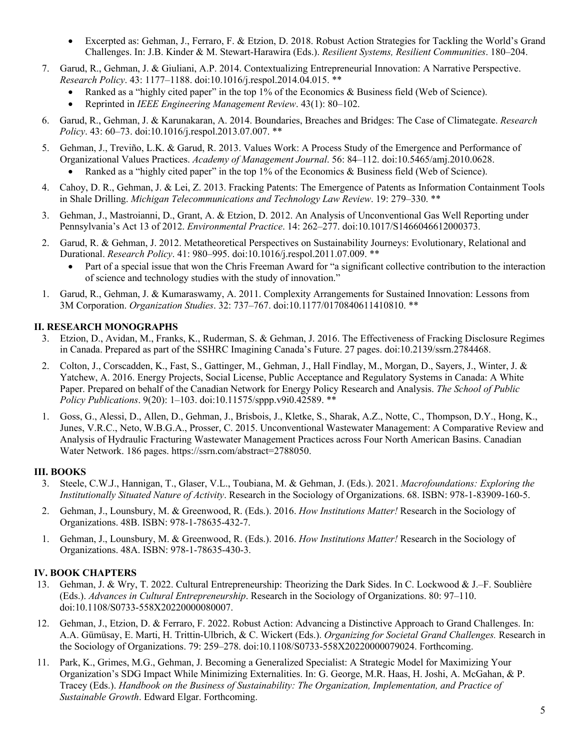- Excerpted as: Gehman, J., Ferraro, F. & Etzion, D. 2018. Robust Action Strategies for Tackling the World's Grand Challenges. In: J.B. Kinder & M. Stewart-Harawira (Eds.). *Resilient Systems, Resilient Communities*. 180–204.

7. Garud, R., Gehman, J. & Giuliani, A.P. 2014. Contextualizing Entrepreneurial Innovation: A Narrative Perspective. *Research Policy*. 43: 1177–1188. doi:10.1016/j.respol.2014.04.015. **
   - Ranked as a "highly cited paper" in the top 1% of the Economics & Business field (Web of Science).
   - Reprinted in *IEEE Engineering Management Review*. 43(1): 80–102.

6. Garud, R., Gehman, J. & Karunakaran, A. 2014. Boundaries, Breaches and Bridges: The Case of Climategate. *Research Policy*. 43: 60–73. doi:10.1016/j.respol.2013.07.007. **

5. Gehman, J., Treviño, L.K. & Garud, R. 2013. Values Work: A Process Study of the Emergence and Performance of Organizational Values Practices. *Academy of Management Journal*. 56: 84–112. doi:10.5465/amj.2010.0628.
   - Ranked as a "highly cited paper" in the top 1% of the Economics & Business field (Web of Science).

4. Cahoy, D. R., Gehman, J. & Lei, Z. 2013. Fracking Patents: The Emergence of Patents as Information Containment Tools in Shale Drilling. *Michigan Telecommunications and Technology Law Review*. 19: 279–330. **

3. Gehman, J., Mastroianni, D., Grant, A. & Etzion, D. 2012. An Analysis of Unconventional Gas Well Reporting under Pennsylvania's Act 13 of 2012. *Environmental Practice*. 14: 262–277. doi:10.1017/S1466046612000373.

2. Garud, R. & Gehman, J. 2012. Metatheoretical Perspectives on Sustainability Journeys: Evolutionary, Relational and Durational. *Research Policy*. 41: 980–995. doi:10.1016/j.respol.2011.07.009. **
   - Part of a special issue that won the Chris Freeman Award for "a significant collective contribution to the interaction of science and technology studies with the study of innovation."

1. Garud, R., Gehman, J. & Kumaraswamy, A. 2011. Complexity Arrangements for Sustained Innovation: Lessons from 3M Corporation. *Organization Studies*. 32: 737–767. doi:10.1177/0170840611410810. **

## II. RESEARCH MONOGRAPHS

3. Etzion, D., Avidan, M., Franks, K., Ruderman, S. & Gehman, J. 2016. The Effectiveness of Fracking Disclosure Regimes in Canada. Prepared as part of the SSHRC Imagining Canada's Future. 27 pages. doi:10.2139/ssrn.2784468.

2. Colton, J., Corscadden, K., Fast, S., Gattinger, M., Gehman, J., Hall Findlay, M., Morgan, D., Sayers, J., Winter, J. & Yatchew, A. 2016. Energy Projects, Social License, Public Acceptance and Regulatory Systems in Canada: A White Paper. Prepared on behalf of the Canadian Network for Energy Policy Research and Analysis. *The School of Public Policy Publications*. 9(20): 1–103. doi:10.11575/sppp.v9i0.42589. **

1. Goss, G., Alessi, D., Allen, D., Gehman, J., Brisbois, J., Kletke, S., Sharak, A.Z., Notte, C., Thompson, D.Y., Hong, K., Junes, V.R.C., Neto, W.B.G.A., Prosser, C. 2015. Unconventional Wastewater Management: A Comparative Review and Analysis of Hydraulic Fracturing Wastewater Management Practices across Four North American Basins. Canadian Water Network. 186 pages. https://ssrn.com/abstract=2788050.

## III. BOOKS

3. Steele, C.W.J., Hannigan, T., Glaser, V.L., Toubiana, M. & Gehman, J. (Eds.). 2021. *Macrofoundations: Exploring the Institutionally Situated Nature of Activity*. Research in the Sociology of Organizations. 68. ISBN: 978-1-83909-160-5.

2. Gehman, J., Lounsbury, M. & Greenwood, R. (Eds.). 2016. *How Institutions Matter!* Research in the Sociology of Organizations. 48B. ISBN: 978-1-78635-432-7.

1. Gehman, J., Lounsbury, M. & Greenwood, R. (Eds.). 2016. *How Institutions Matter!* Research in the Sociology of Organizations. 48A. ISBN: 978-1-78635-430-3.

## IV. BOOK CHAPTERS

13. Gehman, J. & Wry, T. 2022. Cultural Entrepreneurship: Theorizing the Dark Sides. In C. Lockwood & J.–F. Soublière (Eds.). *Advances in Cultural Entrepreneurship*. Research in the Sociology of Organizations. 80: 97–110. doi:10.1108/S0733-558X20220000080007.

12. Gehman, J., Etzion, D. & Ferraro, F. 2022. Robust Action: Advancing a Distinctive Approach to Grand Challenges. In: A.A. Gümüsay, E. Marti, H. Trittin-Ulbrich, & C. Wickert (Eds.). *Organizing for Societal Grand Challenges.* Research in the Sociology of Organizations. 79: 259–278. doi:10.1108/S0733-558X20220000079024. Forthcoming.

11. Park, K., Grimes, M.G., Gehman, J. Becoming a Generalized Specialist: A Strategic Model for Maximizing Your Organization's SDG Impact While Minimizing Externalities. In: G. George, M.R. Haas, H. Joshi, A. McGahan, & P. Tracey (Eds.). *Handbook on the Business of Sustainability: The Organization, Implementation, and Practice of Sustainable Growth*. Edward Elgar. Forthcoming.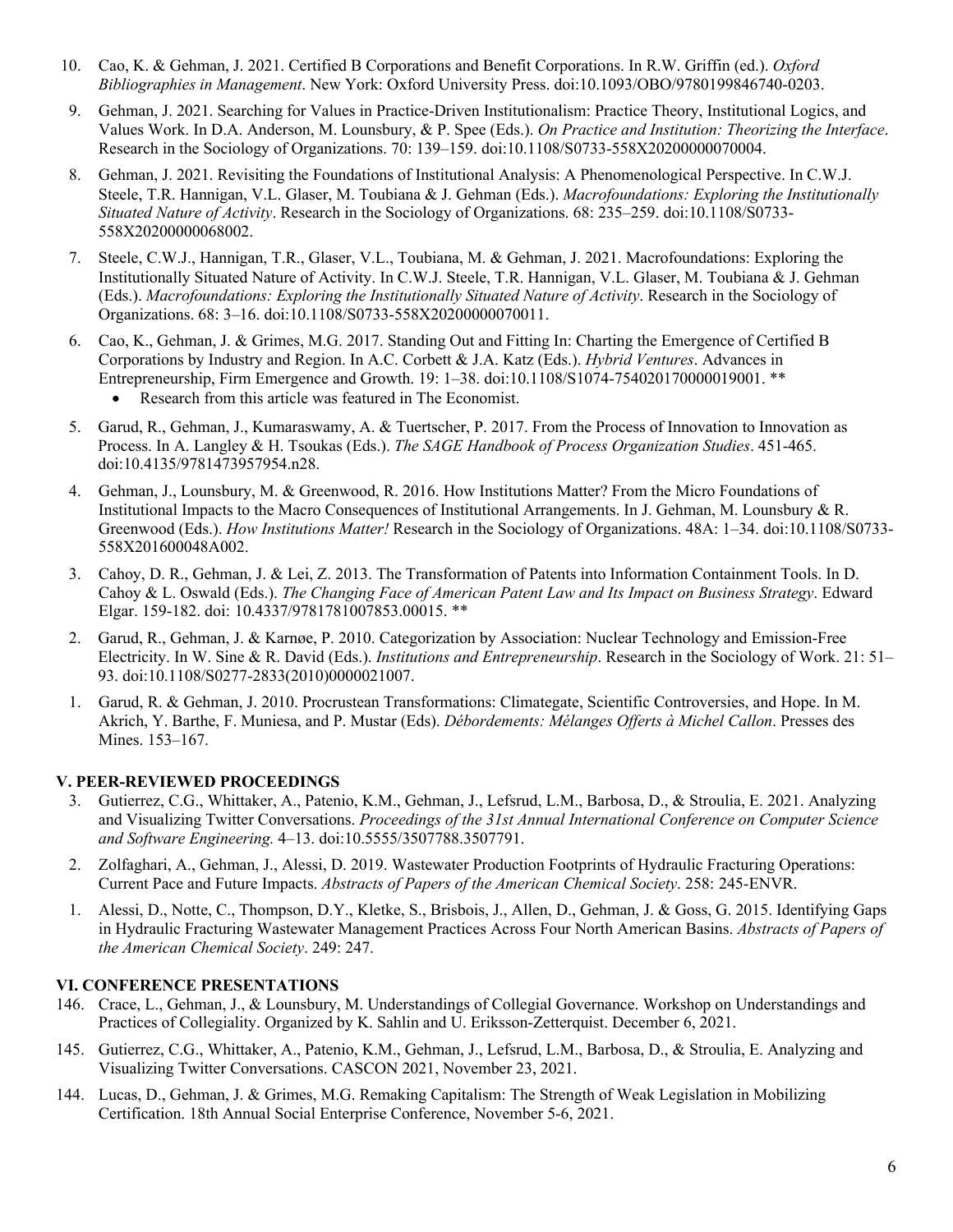10. Cao, K. & Gehman, J. 2021. Certified B Corporations and Benefit Corporations. In R.W. Griffin (ed.). *Oxford Bibliographies in Management*. New York: Oxford University Press. doi:10.1093/OBO/9780199846740-0203.

9. Gehman, J. 2021. Searching for Values in Practice-Driven Institutionalism: Practice Theory, Institutional Logics, and Values Work. In D.A. Anderson, M. Lounsbury, & P. Spee (Eds.). *On Practice and Institution: Theorizing the Interface*. Research in the Sociology of Organizations. 70: 139–159. doi:10.1108/S0733-558X20200000070004.

8. Gehman, J. 2021. Revisiting the Foundations of Institutional Analysis: A Phenomenological Perspective. In C.W.J. Steele, T.R. Hannigan, V.L. Glaser, M. Toubiana & J. Gehman (Eds.). *Macrofoundations: Exploring the Institutionally Situated Nature of Activity*. Research in the Sociology of Organizations. 68: 235–259. doi:10.1108/S0733-558X20200000068002.

7. Steele, C.W.J., Hannigan, T.R., Glaser, V.L., Toubiana, M. & Gehman, J. 2021. Macrofoundations: Exploring the Institutionally Situated Nature of Activity. In C.W.J. Steele, T.R. Hannigan, V.L. Glaser, M. Toubiana & J. Gehman (Eds.). *Macrofoundations: Exploring the Institutionally Situated Nature of Activity*. Research in the Sociology of Organizations. 68: 3–16. doi:10.1108/S0733-558X20200000070011.

6. Cao, K., Gehman, J. & Grimes, M.G. 2017. Standing Out and Fitting In: Charting the Emergence of Certified B Corporations by Industry and Region. In A.C. Corbett & J.A. Katz (Eds.). *Hybrid Ventures*. Advances in Entrepreneurship, Firm Emergence and Growth. 19: 1–38. doi:10.1108/S1074-754020170000019001. **
   - Research from this article was featured in The Economist.

5. Garud, R., Gehman, J., Kumaraswamy, A. & Tuertscher, P. 2017. From the Process of Innovation to Innovation as Process. In A. Langley & H. Tsoukas (Eds.). *The SAGE Handbook of Process Organization Studies*. 451-465. doi:10.4135/9781473957954.n28.

4. Gehman, J., Lounsbury, M. & Greenwood, R. 2016. How Institutions Matter? From the Micro Foundations of Institutional Impacts to the Macro Consequences of Institutional Arrangements. In J. Gehman, M. Lounsbury & R. Greenwood (Eds.). *How Institutions Matter!* Research in the Sociology of Organizations. 48A: 1–34. doi:10.1108/S0733-558X201600048A002.

3. Cahoy, D. R., Gehman, J. & Lei, Z. 2013. The Transformation of Patents into Information Containment Tools. In D. Cahoy & L. Oswald (Eds.). *The Changing Face of American Patent Law and Its Impact on Business Strategy*. Edward Elgar. 159-182. doi: 10.4337/9781781007853.00015. **

2. Garud, R., Gehman, J. & Karnøe, P. 2010. Categorization by Association: Nuclear Technology and Emission-Free Electricity. In W. Sine & R. David (Eds.). *Institutions and Entrepreneurship*. Research in the Sociology of Work. 21: 51–93. doi:10.1108/S0277-2833(2010)0000021007.

1. Garud, R. & Gehman, J. 2010. Procrustean Transformations: Climategate, Scientific Controversies, and Hope. In M. Akrich, Y. Barthe, F. Muniesa, and P. Mustar (Eds). *Débordements: Mélanges Offerts à Michel Callon*. Presses des Mines. 153–167.

### V. PEER-REVIEWED PROCEEDINGS

3. Gutierrez, C.G., Whittaker, A., Patenio, K.M., Gehman, J., Lefsrud, L.M., Barbosa, D., & Stroulia, E. 2021. Analyzing and Visualizing Twitter Conversations. *Proceedings of the 31st Annual International Conference on Computer Science and Software Engineering.* 4–13. doi:10.5555/3507788.3507791.

2. Zolfaghari, A., Gehman, J., Alessi, D. 2019. Wastewater Production Footprints of Hydraulic Fracturing Operations: Current Pace and Future Impacts. *Abstracts of Papers of the American Chemical Society*. 258: 245-ENVR.

1. Alessi, D., Notte, C., Thompson, D.Y., Kletke, S., Brisbois, J., Allen, D., Gehman, J. & Goss, G. 2015. Identifying Gaps in Hydraulic Fracturing Wastewater Management Practices Across Four North American Basins. *Abstracts of Papers of the American Chemical Society*. 249: 247.

### VI. CONFERENCE PRESENTATIONS

146. Crace, L., Gehman, J., & Lounsbury, M. Understandings of Collegial Governance. Workshop on Understandings and Practices of Collegiality. Organized by K. Sahlin and U. Eriksson-Zetterquist. December 6, 2021.

145. Gutierrez, C.G., Whittaker, A., Patenio, K.M., Gehman, J., Lefsrud, L.M., Barbosa, D., & Stroulia, E. Analyzing and Visualizing Twitter Conversations. CASCON 2021, November 23, 2021.

144. Lucas, D., Gehman, J. & Grimes, M.G. Remaking Capitalism: The Strength of Weak Legislation in Mobilizing Certification. 18th Annual Social Enterprise Conference, November 5-6, 2021.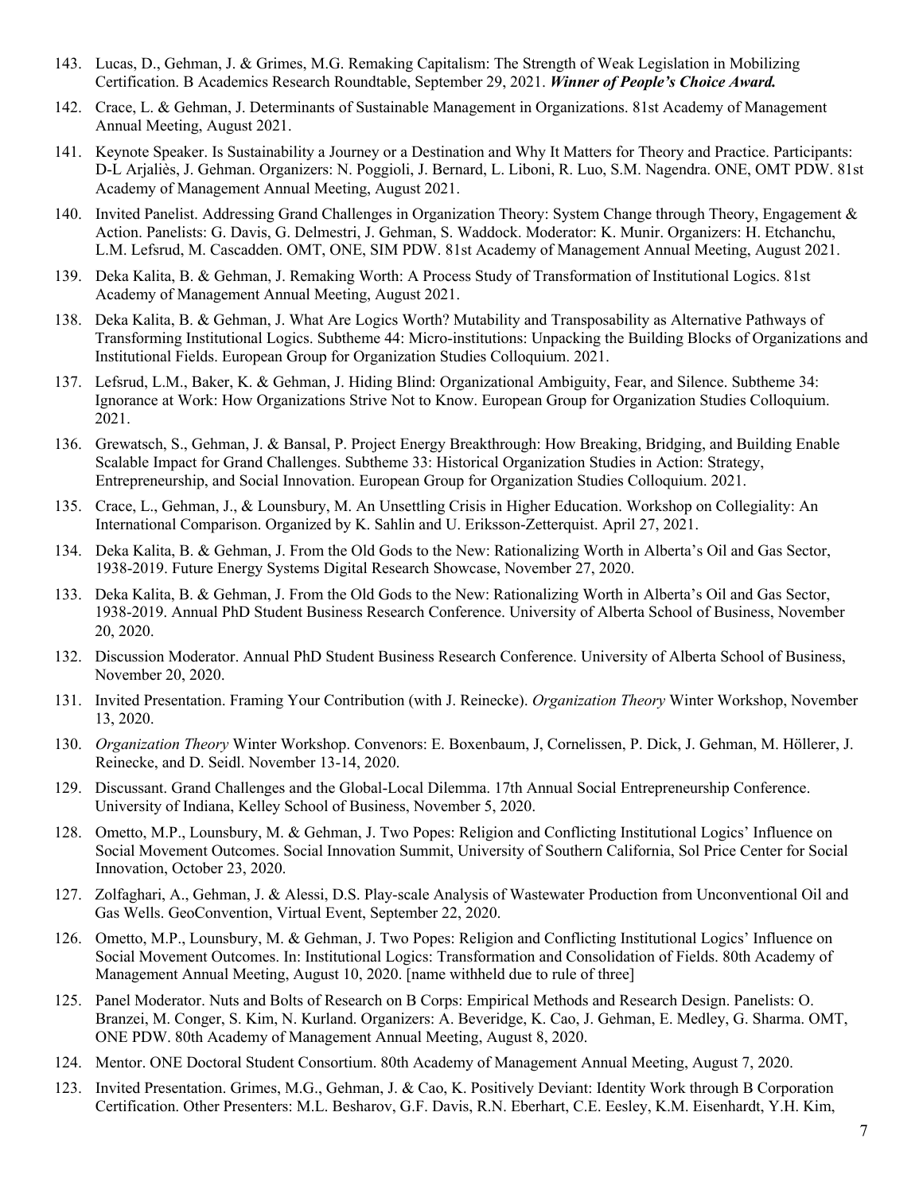143. Lucas, D., Gehman, J. & Grimes, M.G. Remaking Capitalism: The Strength of Weak Legislation in Mobilizing Certification. B Academics Research Roundtable, September 29, 2021. ***Winner of People's Choice Award.***

142. Crace, L. & Gehman, J. Determinants of Sustainable Management in Organizations. 81st Academy of Management Annual Meeting, August 2021.

141. Keynote Speaker. Is Sustainability a Journey or a Destination and Why It Matters for Theory and Practice. Participants: D-L Arjaliès, J. Gehman. Organizers: N. Poggioli, J. Bernard, L. Liboni, R. Luo, S.M. Nagendra. ONE, OMT PDW. 81st Academy of Management Annual Meeting, August 2021.

140. Invited Panelist. Addressing Grand Challenges in Organization Theory: System Change through Theory, Engagement & Action. Panelists: G. Davis, G. Delmestri, J. Gehman, S. Waddock. Moderator: K. Munir. Organizers: H. Etchanchu, L.M. Lefsrud, M. Cascadden. OMT, ONE, SIM PDW. 81st Academy of Management Annual Meeting, August 2021.

139. Deka Kalita, B. & Gehman, J. Remaking Worth: A Process Study of Transformation of Institutional Logics. 81st Academy of Management Annual Meeting, August 2021.

138. Deka Kalita, B. & Gehman, J. What Are Logics Worth? Mutability and Transposability as Alternative Pathways of Transforming Institutional Logics. Subtheme 44: Micro-institutions: Unpacking the Building Blocks of Organizations and Institutional Fields. European Group for Organization Studies Colloquium. 2021.

137. Lefsrud, L.M., Baker, K. & Gehman, J. Hiding Blind: Organizational Ambiguity, Fear, and Silence. Subtheme 34: Ignorance at Work: How Organizations Strive Not to Know. European Group for Organization Studies Colloquium. 2021.

136. Grewatsch, S., Gehman, J. & Bansal, P. Project Energy Breakthrough: How Breaking, Bridging, and Building Enable Scalable Impact for Grand Challenges. Subtheme 33: Historical Organization Studies in Action: Strategy, Entrepreneurship, and Social Innovation. European Group for Organization Studies Colloquium. 2021.

135. Crace, L., Gehman, J., & Lounsbury, M. An Unsettling Crisis in Higher Education. Workshop on Collegiality: An International Comparison. Organized by K. Sahlin and U. Eriksson-Zetterquist. April 27, 2021.

134. Deka Kalita, B. & Gehman, J. From the Old Gods to the New: Rationalizing Worth in Alberta's Oil and Gas Sector, 1938-2019. Future Energy Systems Digital Research Showcase, November 27, 2020.

133. Deka Kalita, B. & Gehman, J. From the Old Gods to the New: Rationalizing Worth in Alberta's Oil and Gas Sector, 1938-2019. Annual PhD Student Business Research Conference. University of Alberta School of Business, November 20, 2020.

132. Discussion Moderator. Annual PhD Student Business Research Conference. University of Alberta School of Business, November 20, 2020.

131. Invited Presentation. Framing Your Contribution (with J. Reinecke). *Organization Theory* Winter Workshop, November 13, 2020.

130. *Organization Theory* Winter Workshop. Convenors: E. Boxenbaum, J, Cornelissen, P. Dick, J. Gehman, M. Höllerer, J. Reinecke, and D. Seidl. November 13-14, 2020.

129. Discussant. Grand Challenges and the Global-Local Dilemma. 17th Annual Social Entrepreneurship Conference. University of Indiana, Kelley School of Business, November 5, 2020.

128. Ometto, M.P., Lounsbury, M. & Gehman, J. Two Popes: Religion and Conflicting Institutional Logics' Influence on Social Movement Outcomes. Social Innovation Summit, University of Southern California, Sol Price Center for Social Innovation, October 23, 2020.

127. Zolfaghari, A., Gehman, J. & Alessi, D.S. Play-scale Analysis of Wastewater Production from Unconventional Oil and Gas Wells. GeoConvention, Virtual Event, September 22, 2020.

126. Ometto, M.P., Lounsbury, M. & Gehman, J. Two Popes: Religion and Conflicting Institutional Logics' Influence on Social Movement Outcomes. In: Institutional Logics: Transformation and Consolidation of Fields. 80th Academy of Management Annual Meeting, August 10, 2020. [name withheld due to rule of three]

125. Panel Moderator. Nuts and Bolts of Research on B Corps: Empirical Methods and Research Design. Panelists: O. Branzei, M. Conger, S. Kim, N. Kurland. Organizers: A. Beveridge, K. Cao, J. Gehman, E. Medley, G. Sharma. OMT, ONE PDW. 80th Academy of Management Annual Meeting, August 8, 2020.

124. Mentor. ONE Doctoral Student Consortium. 80th Academy of Management Annual Meeting, August 7, 2020.

123. Invited Presentation. Grimes, M.G., Gehman, J. & Cao, K. Positively Deviant: Identity Work through B Corporation Certification. Other Presenters: M.L. Besharov, G.F. Davis, R.N. Eberhart, C.E. Eesley, K.M. Eisenhardt, Y.H. Kim,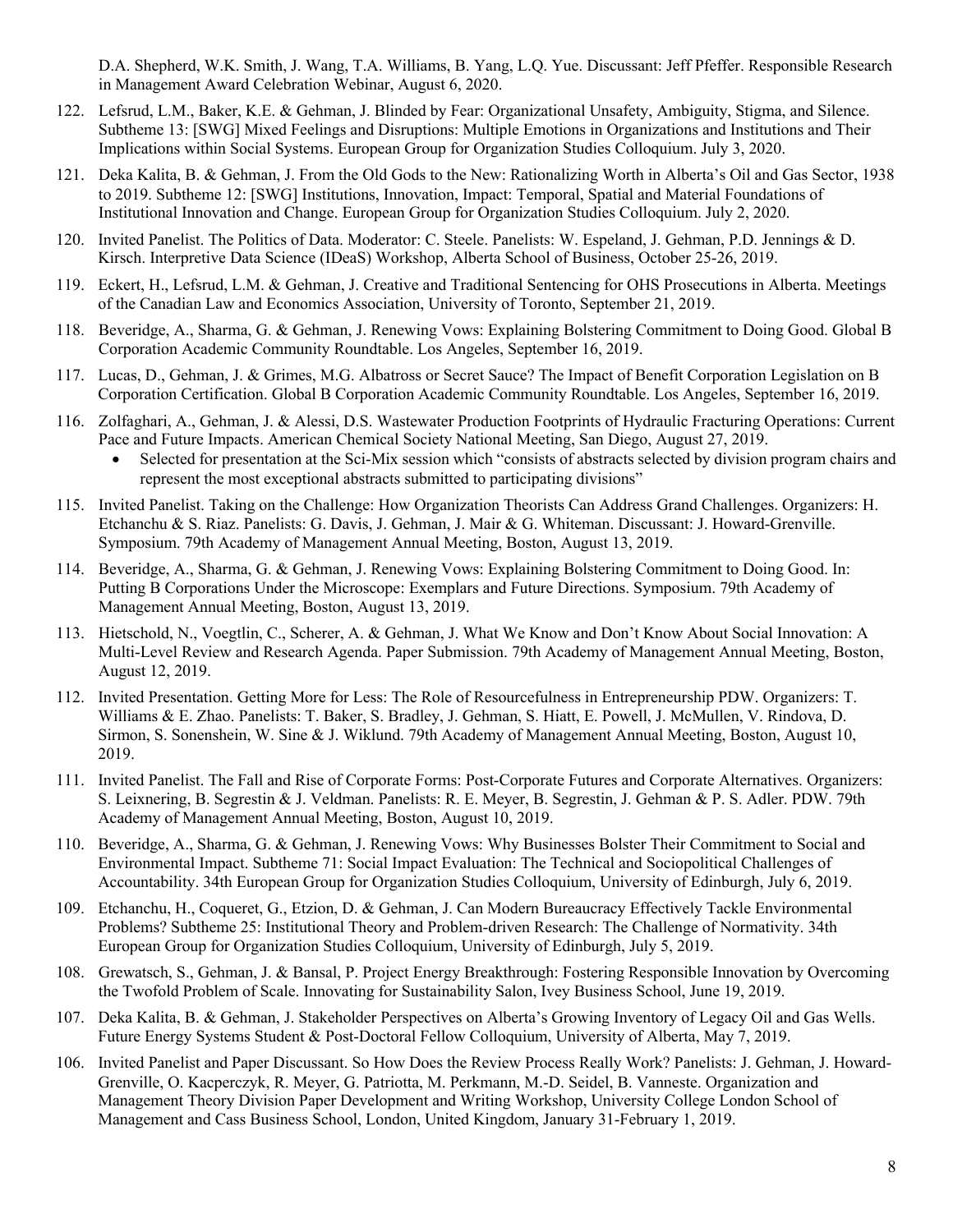D.A. Shepherd, W.K. Smith, J. Wang, T.A. Williams, B. Yang, L.Q. Yue. Discussant: Jeff Pfeffer. Responsible Research in Management Award Celebration Webinar, August 6, 2020.

122. Lefsrud, L.M., Baker, K.E. & Gehman, J. Blinded by Fear: Organizational Unsafety, Ambiguity, Stigma, and Silence. Subtheme 13: [SWG] Mixed Feelings and Disruptions: Multiple Emotions in Organizations and Institutions and Their Implications within Social Systems. European Group for Organization Studies Colloquium. July 3, 2020.

121. Deka Kalita, B. & Gehman, J. From the Old Gods to the New: Rationalizing Worth in Alberta's Oil and Gas Sector, 1938 to 2019. Subtheme 12: [SWG] Institutions, Innovation, Impact: Temporal, Spatial and Material Foundations of Institutional Innovation and Change. European Group for Organization Studies Colloquium. July 2, 2020.

120. Invited Panelist. The Politics of Data. Moderator: C. Steele. Panelists: W. Espeland, J. Gehman, P.D. Jennings & D. Kirsch. Interpretive Data Science (IDeaS) Workshop, Alberta School of Business, October 25-26, 2019.

119. Eckert, H., Lefsrud, L.M. & Gehman, J. Creative and Traditional Sentencing for OHS Prosecutions in Alberta. Meetings of the Canadian Law and Economics Association, University of Toronto, September 21, 2019.

118. Beveridge, A., Sharma, G. & Gehman, J. Renewing Vows: Explaining Bolstering Commitment to Doing Good. Global B Corporation Academic Community Roundtable. Los Angeles, September 16, 2019.

117. Lucas, D., Gehman, J. & Grimes, M.G. Albatross or Secret Sauce? The Impact of Benefit Corporation Legislation on B Corporation Certification. Global B Corporation Academic Community Roundtable. Los Angeles, September 16, 2019.

116. Zolfaghari, A., Gehman, J. & Alessi, D.S. Wastewater Production Footprints of Hydraulic Fracturing Operations: Current Pace and Future Impacts. American Chemical Society National Meeting, San Diego, August 27, 2019.
    - Selected for presentation at the Sci-Mix session which "consists of abstracts selected by division program chairs and represent the most exceptional abstracts submitted to participating divisions"

115. Invited Panelist. Taking on the Challenge: How Organization Theorists Can Address Grand Challenges. Organizers: H. Etchanchu & S. Riaz. Panelists: G. Davis, J. Gehman, J. Mair & G. Whiteman. Discussant: J. Howard-Grenville. Symposium. 79th Academy of Management Annual Meeting, Boston, August 13, 2019.

114. Beveridge, A., Sharma, G. & Gehman, J. Renewing Vows: Explaining Bolstering Commitment to Doing Good. In: Putting B Corporations Under the Microscope: Exemplars and Future Directions. Symposium. 79th Academy of Management Annual Meeting, Boston, August 13, 2019.

113. Hietschold, N., Voegtlin, C., Scherer, A. & Gehman, J. What We Know and Don't Know About Social Innovation: A Multi-Level Review and Research Agenda. Paper Submission. 79th Academy of Management Annual Meeting, Boston, August 12, 2019.

112. Invited Presentation. Getting More for Less: The Role of Resourcefulness in Entrepreneurship PDW. Organizers: T. Williams & E. Zhao. Panelists: T. Baker, S. Bradley, J. Gehman, S. Hiatt, E. Powell, J. McMullen, V. Rindova, D. Sirmon, S. Sonenshein, W. Sine & J. Wiklund. 79th Academy of Management Annual Meeting, Boston, August 10, 2019.

111. Invited Panelist. The Fall and Rise of Corporate Forms: Post-Corporate Futures and Corporate Alternatives. Organizers: S. Leixnering, B. Segrestin & J. Veldman. Panelists: R. E. Meyer, B. Segrestin, J. Gehman & P. S. Adler. PDW. 79th Academy of Management Annual Meeting, Boston, August 10, 2019.

110. Beveridge, A., Sharma, G. & Gehman, J. Renewing Vows: Why Businesses Bolster Their Commitment to Social and Environmental Impact. Subtheme 71: Social Impact Evaluation: The Technical and Sociopolitical Challenges of Accountability. 34th European Group for Organization Studies Colloquium, University of Edinburgh, July 6, 2019.

109. Etchanchu, H., Coqueret, G., Etzion, D. & Gehman, J. Can Modern Bureaucracy Effectively Tackle Environmental Problems? Subtheme 25: Institutional Theory and Problem-driven Research: The Challenge of Normativity. 34th European Group for Organization Studies Colloquium, University of Edinburgh, July 5, 2019.

108. Grewatsch, S., Gehman, J. & Bansal, P. Project Energy Breakthrough: Fostering Responsible Innovation by Overcoming the Twofold Problem of Scale. Innovating for Sustainability Salon, Ivey Business School, June 19, 2019.

107. Deka Kalita, B. & Gehman, J. Stakeholder Perspectives on Alberta's Growing Inventory of Legacy Oil and Gas Wells. Future Energy Systems Student & Post-Doctoral Fellow Colloquium, University of Alberta, May 7, 2019.

106. Invited Panelist and Paper Discussant. So How Does the Review Process Really Work? Panelists: J. Gehman, J. Howard-Grenville, O. Kacperczyk, R. Meyer, G. Patriotta, M. Perkmann, M.-D. Seidel, B. Vanneste. Organization and Management Theory Division Paper Development and Writing Workshop, University College London School of Management and Cass Business School, London, United Kingdom, January 31-February 1, 2019.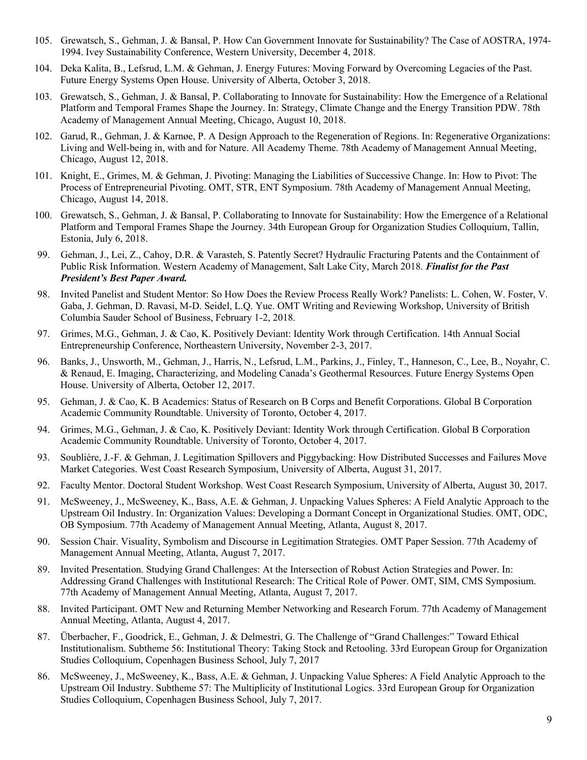105. Grewatsch, S., Gehman, J. & Bansal, P. How Can Government Innovate for Sustainability? The Case of AOSTRA, 1974-1994. Ivey Sustainability Conference, Western University, December 4, 2018.

104. Deka Kalita, B., Lefsrud, L.M. & Gehman, J. Energy Futures: Moving Forward by Overcoming Legacies of the Past. Future Energy Systems Open House. University of Alberta, October 3, 2018.

103. Grewatsch, S., Gehman, J. & Bansal, P. Collaborating to Innovate for Sustainability: How the Emergence of a Relational Platform and Temporal Frames Shape the Journey. In: Strategy, Climate Change and the Energy Transition PDW. 78th Academy of Management Annual Meeting, Chicago, August 10, 2018.

102. Garud, R., Gehman, J. & Karnøe, P. A Design Approach to the Regeneration of Regions. In: Regenerative Organizations: Living and Well-being in, with and for Nature. All Academy Theme. 78th Academy of Management Annual Meeting, Chicago, August 12, 2018.

101. Knight, E., Grimes, M. & Gehman, J. Pivoting: Managing the Liabilities of Successive Change. In: How to Pivot: The Process of Entrepreneurial Pivoting. OMT, STR, ENT Symposium. 78th Academy of Management Annual Meeting, Chicago, August 14, 2018.

100. Grewatsch, S., Gehman, J. & Bansal, P. Collaborating to Innovate for Sustainability: How the Emergence of a Relational Platform and Temporal Frames Shape the Journey. 34th European Group for Organization Studies Colloquium, Tallin, Estonia, July 6, 2018.

99. Gehman, J., Lei, Z., Cahoy, D.R. & Varasteh, S. Patently Secret? Hydraulic Fracturing Patents and the Containment of Public Risk Information. Western Academy of Management, Salt Lake City, March 2018. ***Finalist for the Past President's Best Paper Award.***

98. Invited Panelist and Student Mentor: So How Does the Review Process Really Work? Panelists: L. Cohen, W. Foster, V. Gaba, J. Gehman, D. Ravasi, M-D. Seidel, L.Q. Yue. OMT Writing and Reviewing Workshop, University of British Columbia Sauder School of Business, February 1-2, 2018.

97. Grimes, M.G., Gehman, J. & Cao, K. Positively Deviant: Identity Work through Certification. 14th Annual Social Entrepreneurship Conference, Northeastern University, November 2-3, 2017.

96. Banks, J., Unsworth, M., Gehman, J., Harris, N., Lefsrud, L.M., Parkins, J., Finley, T., Hanneson, C., Lee, B., Noyahr, C. & Renaud, E. Imaging, Characterizing, and Modeling Canada's Geothermal Resources. Future Energy Systems Open House. University of Alberta, October 12, 2017.

95. Gehman, J. & Cao, K. B Academics: Status of Research on B Corps and Benefit Corporations. Global B Corporation Academic Community Roundtable. University of Toronto, October 4, 2017.

94. Grimes, M.G., Gehman, J. & Cao, K. Positively Deviant: Identity Work through Certification. Global B Corporation Academic Community Roundtable. University of Toronto, October 4, 2017.

93. Soublière, J.-F. & Gehman, J. Legitimation Spillovers and Piggybacking: How Distributed Successes and Failures Move Market Categories. West Coast Research Symposium, University of Alberta, August 31, 2017.

92. Faculty Mentor. Doctoral Student Workshop. West Coast Research Symposium, University of Alberta, August 30, 2017.

91. McSweeney, J., McSweeney, K., Bass, A.E. & Gehman, J. Unpacking Values Spheres: A Field Analytic Approach to the Upstream Oil Industry. In: Organization Values: Developing a Dormant Concept in Organizational Studies. OMT, ODC, OB Symposium. 77th Academy of Management Annual Meeting, Atlanta, August 8, 2017.

90. Session Chair. Visuality, Symbolism and Discourse in Legitimation Strategies. OMT Paper Session. 77th Academy of Management Annual Meeting, Atlanta, August 7, 2017.

89. Invited Presentation. Studying Grand Challenges: At the Intersection of Robust Action Strategies and Power. In: Addressing Grand Challenges with Institutional Research: The Critical Role of Power. OMT, SIM, CMS Symposium. 77th Academy of Management Annual Meeting, Atlanta, August 7, 2017.

88. Invited Participant. OMT New and Returning Member Networking and Research Forum. 77th Academy of Management Annual Meeting, Atlanta, August 4, 2017.

87. Überbacher, F., Goodrick, E., Gehman, J. & Delmestri, G. The Challenge of "Grand Challenges:" Toward Ethical Institutionalism. Subtheme 56: Institutional Theory: Taking Stock and Retooling. 33rd European Group for Organization Studies Colloquium, Copenhagen Business School, July 7, 2017

86. McSweeney, J., McSweeney, K., Bass, A.E. & Gehman, J. Unpacking Value Spheres: A Field Analytic Approach to the Upstream Oil Industry. Subtheme 57: The Multiplicity of Institutional Logics. 33rd European Group for Organization Studies Colloquium, Copenhagen Business School, July 7, 2017.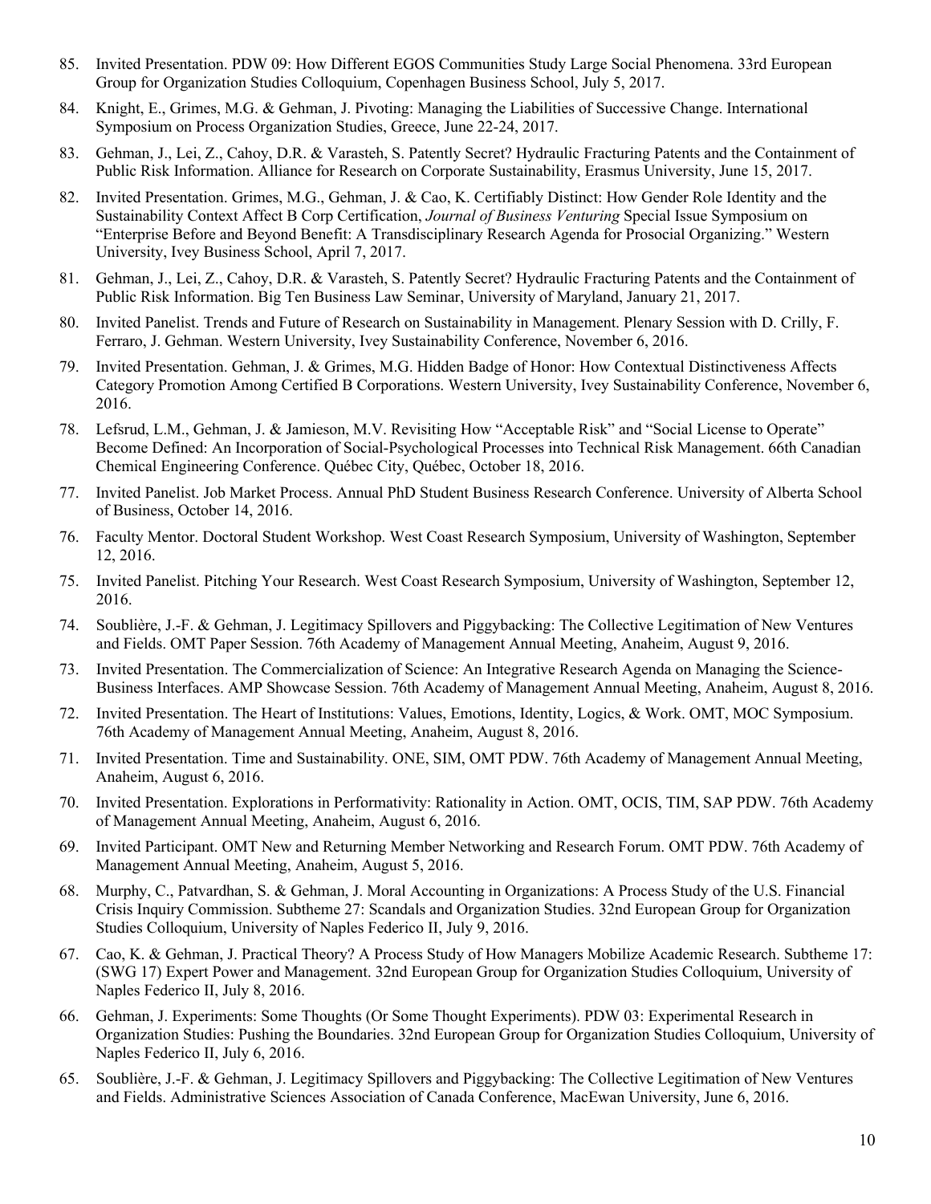85. Invited Presentation. PDW 09: How Different EGOS Communities Study Large Social Phenomena. 33rd European Group for Organization Studies Colloquium, Copenhagen Business School, July 5, 2017.

84. Knight, E., Grimes, M.G. & Gehman, J. Pivoting: Managing the Liabilities of Successive Change. International Symposium on Process Organization Studies, Greece, June 22-24, 2017.

83. Gehman, J., Lei, Z., Cahoy, D.R. & Varasteh, S. Patently Secret? Hydraulic Fracturing Patents and the Containment of Public Risk Information. Alliance for Research on Corporate Sustainability, Erasmus University, June 15, 2017.

82. Invited Presentation. Grimes, M.G., Gehman, J. & Cao, K. Certifiably Distinct: How Gender Role Identity and the Sustainability Context Affect B Corp Certification, *Journal of Business Venturing* Special Issue Symposium on "Enterprise Before and Beyond Benefit: A Transdisciplinary Research Agenda for Prosocial Organizing." Western University, Ivey Business School, April 7, 2017.

81. Gehman, J., Lei, Z., Cahoy, D.R. & Varasteh, S. Patently Secret? Hydraulic Fracturing Patents and the Containment of Public Risk Information. Big Ten Business Law Seminar, University of Maryland, January 21, 2017.

80. Invited Panelist. Trends and Future of Research on Sustainability in Management. Plenary Session with D. Crilly, F. Ferraro, J. Gehman. Western University, Ivey Sustainability Conference, November 6, 2016.

79. Invited Presentation. Gehman, J. & Grimes, M.G. Hidden Badge of Honor: How Contextual Distinctiveness Affects Category Promotion Among Certified B Corporations. Western University, Ivey Sustainability Conference, November 6, 2016.

78. Lefsrud, L.M., Gehman, J. & Jamieson, M.V. Revisiting How "Acceptable Risk" and "Social License to Operate" Become Defined: An Incorporation of Social-Psychological Processes into Technical Risk Management. 66th Canadian Chemical Engineering Conference. Québec City, Québec, October 18, 2016.

77. Invited Panelist. Job Market Process. Annual PhD Student Business Research Conference. University of Alberta School of Business, October 14, 2016.

76. Faculty Mentor. Doctoral Student Workshop. West Coast Research Symposium, University of Washington, September 12, 2016.

75. Invited Panelist. Pitching Your Research. West Coast Research Symposium, University of Washington, September 12, 2016.

74. Soublière, J.-F. & Gehman, J. Legitimacy Spillovers and Piggybacking: The Collective Legitimation of New Ventures and Fields. OMT Paper Session. 76th Academy of Management Annual Meeting, Anaheim, August 9, 2016.

73. Invited Presentation. The Commercialization of Science: An Integrative Research Agenda on Managing the Science-Business Interfaces. AMP Showcase Session. 76th Academy of Management Annual Meeting, Anaheim, August 8, 2016.

72. Invited Presentation. The Heart of Institutions: Values, Emotions, Identity, Logics, & Work. OMT, MOC Symposium. 76th Academy of Management Annual Meeting, Anaheim, August 8, 2016.

71. Invited Presentation. Time and Sustainability. ONE, SIM, OMT PDW. 76th Academy of Management Annual Meeting, Anaheim, August 6, 2016.

70. Invited Presentation. Explorations in Performativity: Rationality in Action. OMT, OCIS, TIM, SAP PDW. 76th Academy of Management Annual Meeting, Anaheim, August 6, 2016.

69. Invited Participant. OMT New and Returning Member Networking and Research Forum. OMT PDW. 76th Academy of Management Annual Meeting, Anaheim, August 5, 2016.

68. Murphy, C., Patvardhan, S. & Gehman, J. Moral Accounting in Organizations: A Process Study of the U.S. Financial Crisis Inquiry Commission. Subtheme 27: Scandals and Organization Studies. 32nd European Group for Organization Studies Colloquium, University of Naples Federico II, July 9, 2016.

67. Cao, K. & Gehman, J. Practical Theory? A Process Study of How Managers Mobilize Academic Research. Subtheme 17: (SWG 17) Expert Power and Management. 32nd European Group for Organization Studies Colloquium, University of Naples Federico II, July 8, 2016.

66. Gehman, J. Experiments: Some Thoughts (Or Some Thought Experiments). PDW 03: Experimental Research in Organization Studies: Pushing the Boundaries. 32nd European Group for Organization Studies Colloquium, University of Naples Federico II, July 6, 2016.

65. Soublière, J.-F. & Gehman, J. Legitimacy Spillovers and Piggybacking: The Collective Legitimation of New Ventures and Fields. Administrative Sciences Association of Canada Conference, MacEwan University, June 6, 2016.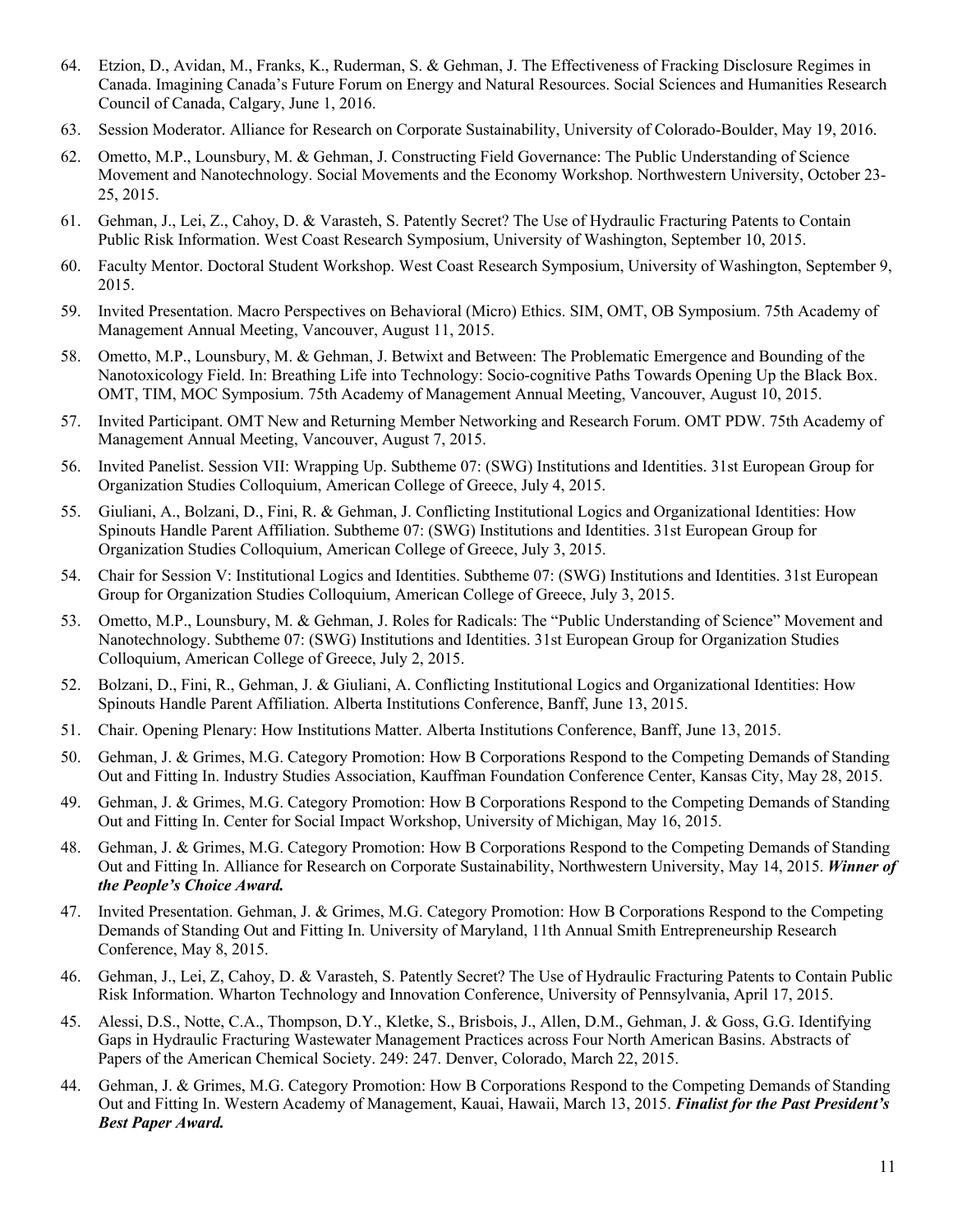64. Etzion, D., Avidan, M., Franks, K., Ruderman, S. & Gehman, J. The Effectiveness of Fracking Disclosure Regimes in Canada. Imagining Canada's Future Forum on Energy and Natural Resources. Social Sciences and Humanities Research Council of Canada, Calgary, June 1, 2016.

63. Session Moderator. Alliance for Research on Corporate Sustainability, University of Colorado-Boulder, May 19, 2016.

62. Ometto, M.P., Lounsbury, M. & Gehman, J. Constructing Field Governance: The Public Understanding of Science Movement and Nanotechnology. Social Movements and the Economy Workshop. Northwestern University, October 23-25, 2015.

61. Gehman, J., Lei, Z., Cahoy, D. & Varasteh, S. Patently Secret? The Use of Hydraulic Fracturing Patents to Contain Public Risk Information. West Coast Research Symposium, University of Washington, September 10, 2015.

60. Faculty Mentor. Doctoral Student Workshop. West Coast Research Symposium, University of Washington, September 9, 2015.

59. Invited Presentation. Macro Perspectives on Behavioral (Micro) Ethics. SIM, OMT, OB Symposium. 75th Academy of Management Annual Meeting, Vancouver, August 11, 2015.

58. Ometto, M.P., Lounsbury, M. & Gehman, J. Betwixt and Between: The Problematic Emergence and Bounding of the Nanotoxicology Field. In: Breathing Life into Technology: Socio-cognitive Paths Towards Opening Up the Black Box. OMT, TIM, MOC Symposium. 75th Academy of Management Annual Meeting, Vancouver, August 10, 2015.

57. Invited Participant. OMT New and Returning Member Networking and Research Forum. OMT PDW. 75th Academy of Management Annual Meeting, Vancouver, August 7, 2015.

56. Invited Panelist. Session VII: Wrapping Up. Subtheme 07: (SWG) Institutions and Identities. 31st European Group for Organization Studies Colloquium, American College of Greece, July 4, 2015.

55. Giuliani, A., Bolzani, D., Fini, R. & Gehman, J. Conflicting Institutional Logics and Organizational Identities: How Spinouts Handle Parent Affiliation. Subtheme 07: (SWG) Institutions and Identities. 31st European Group for Organization Studies Colloquium, American College of Greece, July 3, 2015.

54. Chair for Session V: Institutional Logics and Identities. Subtheme 07: (SWG) Institutions and Identities. 31st European Group for Organization Studies Colloquium, American College of Greece, July 3, 2015.

53. Ometto, M.P., Lounsbury, M. & Gehman, J. Roles for Radicals: The "Public Understanding of Science" Movement and Nanotechnology. Subtheme 07: (SWG) Institutions and Identities. 31st European Group for Organization Studies Colloquium, American College of Greece, July 2, 2015.

52. Bolzani, D., Fini, R., Gehman, J. & Giuliani, A. Conflicting Institutional Logics and Organizational Identities: How Spinouts Handle Parent Affiliation. Alberta Institutions Conference, Banff, June 13, 2015.

51. Chair. Opening Plenary: How Institutions Matter. Alberta Institutions Conference, Banff, June 13, 2015.

50. Gehman, J. & Grimes, M.G. Category Promotion: How B Corporations Respond to the Competing Demands of Standing Out and Fitting In. Industry Studies Association, Kauffman Foundation Conference Center, Kansas City, May 28, 2015.

49. Gehman, J. & Grimes, M.G. Category Promotion: How B Corporations Respond to the Competing Demands of Standing Out and Fitting In. Center for Social Impact Workshop, University of Michigan, May 16, 2015.

48. Gehman, J. & Grimes, M.G. Category Promotion: How B Corporations Respond to the Competing Demands of Standing Out and Fitting In. Alliance for Research on Corporate Sustainability, Northwestern University, May 14, 2015. ***Winner of the People's Choice Award.***

47. Invited Presentation. Gehman, J. & Grimes, M.G. Category Promotion: How B Corporations Respond to the Competing Demands of Standing Out and Fitting In. University of Maryland, 11th Annual Smith Entrepreneurship Research Conference, May 8, 2015.

46. Gehman, J., Lei, Z, Cahoy, D. & Varasteh, S. Patently Secret? The Use of Hydraulic Fracturing Patents to Contain Public Risk Information. Wharton Technology and Innovation Conference, University of Pennsylvania, April 17, 2015.

45. Alessi, D.S., Notte, C.A., Thompson, D.Y., Kletke, S., Brisbois, J., Allen, D.M., Gehman, J. & Goss, G.G. Identifying Gaps in Hydraulic Fracturing Wastewater Management Practices across Four North American Basins. Abstracts of Papers of the American Chemical Society. 249: 247. Denver, Colorado, March 22, 2015.

44. Gehman, J. & Grimes, M.G. Category Promotion: How B Corporations Respond to the Competing Demands of Standing Out and Fitting In. Western Academy of Management, Kauai, Hawaii, March 13, 2015. ***Finalist for the Past President's Best Paper Award.***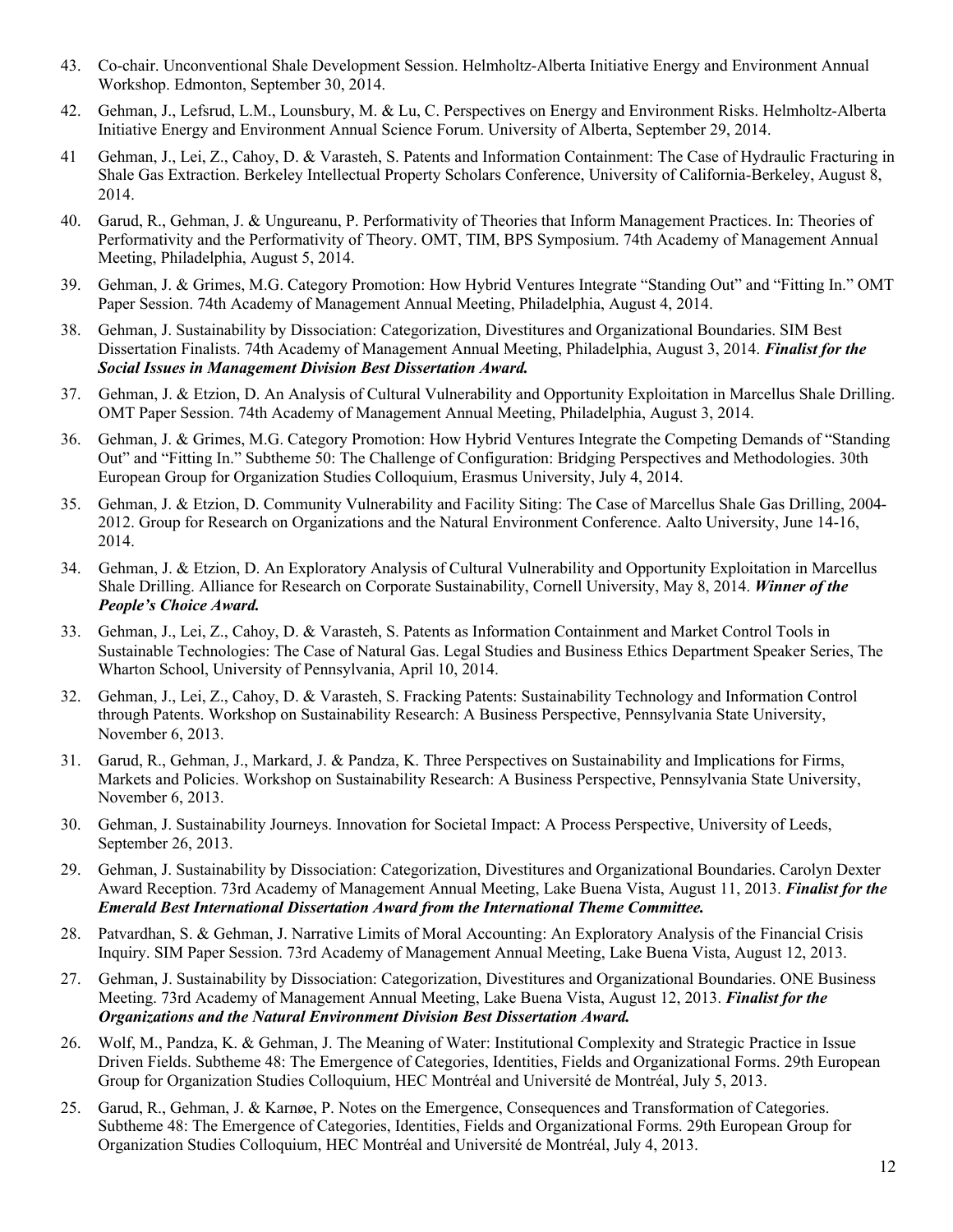43. Co-chair. Unconventional Shale Development Session. Helmholtz-Alberta Initiative Energy and Environment Annual Workshop. Edmonton, September 30, 2014.

42. Gehman, J., Lefsrud, L.M., Lounsbury, M. & Lu, C. Perspectives on Energy and Environment Risks. Helmholtz-Alberta Initiative Energy and Environment Annual Science Forum. University of Alberta, September 29, 2014.

41 Gehman, J., Lei, Z., Cahoy, D. & Varasteh, S. Patents and Information Containment: The Case of Hydraulic Fracturing in Shale Gas Extraction. Berkeley Intellectual Property Scholars Conference, University of California-Berkeley, August 8, 2014.

40. Garud, R., Gehman, J. & Ungureanu, P. Performativity of Theories that Inform Management Practices. In: Theories of Performativity and the Performativity of Theory. OMT, TIM, BPS Symposium. 74th Academy of Management Annual Meeting, Philadelphia, August 5, 2014.

39. Gehman, J. & Grimes, M.G. Category Promotion: How Hybrid Ventures Integrate "Standing Out" and "Fitting In." OMT Paper Session. 74th Academy of Management Annual Meeting, Philadelphia, August 4, 2014.

38. Gehman, J. Sustainability by Dissociation: Categorization, Divestitures and Organizational Boundaries. SIM Best Dissertation Finalists. 74th Academy of Management Annual Meeting, Philadelphia, August 3, 2014. ***Finalist for the Social Issues in Management Division Best Dissertation Award.***

37. Gehman, J. & Etzion, D. An Analysis of Cultural Vulnerability and Opportunity Exploitation in Marcellus Shale Drilling. OMT Paper Session. 74th Academy of Management Annual Meeting, Philadelphia, August 3, 2014.

36. Gehman, J. & Grimes, M.G. Category Promotion: How Hybrid Ventures Integrate the Competing Demands of "Standing Out" and "Fitting In." Subtheme 50: The Challenge of Configuration: Bridging Perspectives and Methodologies. 30th European Group for Organization Studies Colloquium, Erasmus University, July 4, 2014.

35. Gehman, J. & Etzion, D. Community Vulnerability and Facility Siting: The Case of Marcellus Shale Gas Drilling, 2004-2012. Group for Research on Organizations and the Natural Environment Conference. Aalto University, June 14-16, 2014.

34. Gehman, J. & Etzion, D. An Exploratory Analysis of Cultural Vulnerability and Opportunity Exploitation in Marcellus Shale Drilling. Alliance for Research on Corporate Sustainability, Cornell University, May 8, 2014. ***Winner of the People's Choice Award.***

33. Gehman, J., Lei, Z., Cahoy, D. & Varasteh, S. Patents as Information Containment and Market Control Tools in Sustainable Technologies: The Case of Natural Gas. Legal Studies and Business Ethics Department Speaker Series, The Wharton School, University of Pennsylvania, April 10, 2014.

32. Gehman, J., Lei, Z., Cahoy, D. & Varasteh, S. Fracking Patents: Sustainability Technology and Information Control through Patents. Workshop on Sustainability Research: A Business Perspective, Pennsylvania State University, November 6, 2013.

31. Garud, R., Gehman, J., Markard, J. & Pandza, K. Three Perspectives on Sustainability and Implications for Firms, Markets and Policies. Workshop on Sustainability Research: A Business Perspective, Pennsylvania State University, November 6, 2013.

30. Gehman, J. Sustainability Journeys. Innovation for Societal Impact: A Process Perspective, University of Leeds, September 26, 2013.

29. Gehman, J. Sustainability by Dissociation: Categorization, Divestitures and Organizational Boundaries. Carolyn Dexter Award Reception. 73rd Academy of Management Annual Meeting, Lake Buena Vista, August 11, 2013. ***Finalist for the Emerald Best International Dissertation Award from the International Theme Committee.***

28. Patvardhan, S. & Gehman, J. Narrative Limits of Moral Accounting: An Exploratory Analysis of the Financial Crisis Inquiry. SIM Paper Session. 73rd Academy of Management Annual Meeting, Lake Buena Vista, August 12, 2013.

27. Gehman, J. Sustainability by Dissociation: Categorization, Divestitures and Organizational Boundaries. ONE Business Meeting. 73rd Academy of Management Annual Meeting, Lake Buena Vista, August 12, 2013. ***Finalist for the Organizations and the Natural Environment Division Best Dissertation Award.***

26. Wolf, M., Pandza, K. & Gehman, J. The Meaning of Water: Institutional Complexity and Strategic Practice in Issue Driven Fields. Subtheme 48: The Emergence of Categories, Identities, Fields and Organizational Forms. 29th European Group for Organization Studies Colloquium, HEC Montréal and Université de Montréal, July 5, 2013.

25. Garud, R., Gehman, J. & Karnøe, P. Notes on the Emergence, Consequences and Transformation of Categories. Subtheme 48: The Emergence of Categories, Identities, Fields and Organizational Forms. 29th European Group for Organization Studies Colloquium, HEC Montréal and Université de Montréal, July 4, 2013.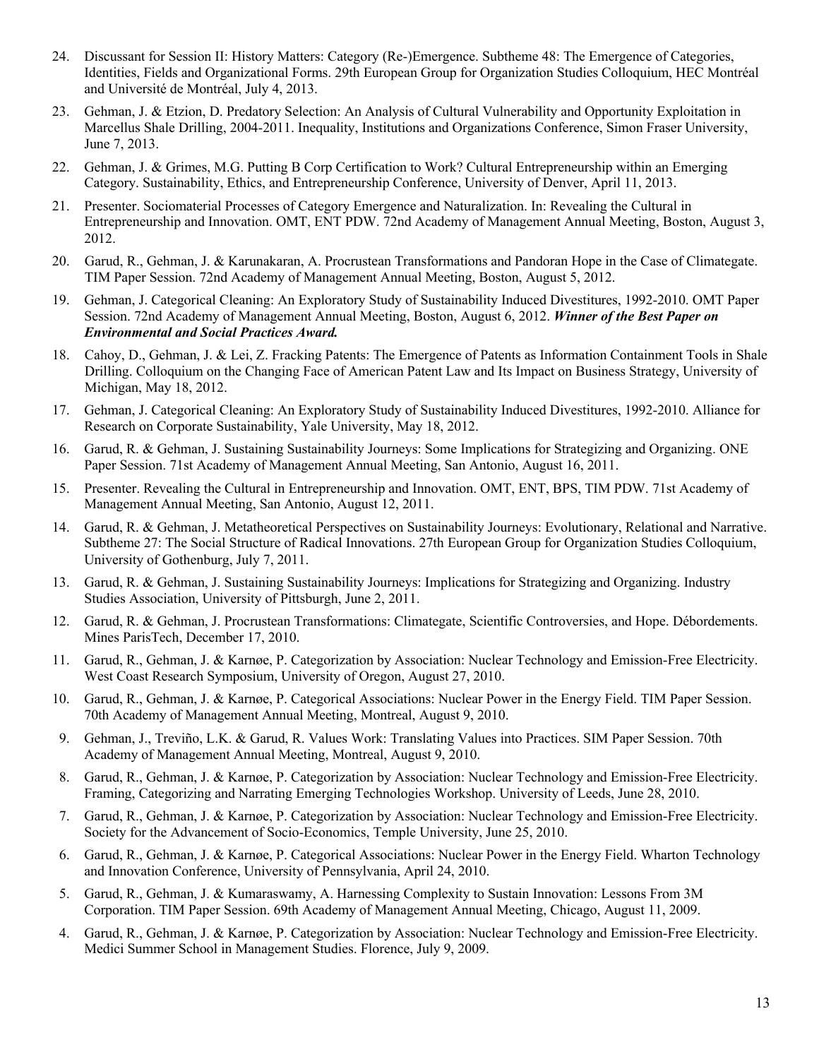24. Discussant for Session II: History Matters: Category (Re-)Emergence. Subtheme 48: The Emergence of Categories, Identities, Fields and Organizational Forms. 29th European Group for Organization Studies Colloquium, HEC Montréal and Université de Montréal, July 4, 2013.

23. Gehman, J. & Etzion, D. Predatory Selection: An Analysis of Cultural Vulnerability and Opportunity Exploitation in Marcellus Shale Drilling, 2004-2011. Inequality, Institutions and Organizations Conference, Simon Fraser University, June 7, 2013.

22. Gehman, J. & Grimes, M.G. Putting B Corp Certification to Work? Cultural Entrepreneurship within an Emerging Category. Sustainability, Ethics, and Entrepreneurship Conference, University of Denver, April 11, 2013.

21. Presenter. Sociomaterial Processes of Category Emergence and Naturalization. In: Revealing the Cultural in Entrepreneurship and Innovation. OMT, ENT PDW. 72nd Academy of Management Annual Meeting, Boston, August 3, 2012.

20. Garud, R., Gehman, J. & Karunakaran, A. Procrustean Transformations and Pandoran Hope in the Case of Climategate. TIM Paper Session. 72nd Academy of Management Annual Meeting, Boston, August 5, 2012.

19. Gehman, J. Categorical Cleaning: An Exploratory Study of Sustainability Induced Divestitures, 1992-2010. OMT Paper Session. 72nd Academy of Management Annual Meeting, Boston, August 6, 2012. ***Winner of the Best Paper on Environmental and Social Practices Award.***

18. Cahoy, D., Gehman, J. & Lei, Z. Fracking Patents: The Emergence of Patents as Information Containment Tools in Shale Drilling. Colloquium on the Changing Face of American Patent Law and Its Impact on Business Strategy, University of Michigan, May 18, 2012.

17. Gehman, J. Categorical Cleaning: An Exploratory Study of Sustainability Induced Divestitures, 1992-2010. Alliance for Research on Corporate Sustainability, Yale University, May 18, 2012.

16. Garud, R. & Gehman, J. Sustaining Sustainability Journeys: Some Implications for Strategizing and Organizing. ONE Paper Session. 71st Academy of Management Annual Meeting, San Antonio, August 16, 2011.

15. Presenter. Revealing the Cultural in Entrepreneurship and Innovation. OMT, ENT, BPS, TIM PDW. 71st Academy of Management Annual Meeting, San Antonio, August 12, 2011.

14. Garud, R. & Gehman, J. Metatheoretical Perspectives on Sustainability Journeys: Evolutionary, Relational and Narrative. Subtheme 27: The Social Structure of Radical Innovations. 27th European Group for Organization Studies Colloquium, University of Gothenburg, July 7, 2011.

13. Garud, R. & Gehman, J. Sustaining Sustainability Journeys: Implications for Strategizing and Organizing. Industry Studies Association, University of Pittsburgh, June 2, 2011.

12. Garud, R. & Gehman, J. Procrustean Transformations: Climategate, Scientific Controversies, and Hope. Débordements. Mines ParisTech, December 17, 2010.

11. Garud, R., Gehman, J. & Karnøe, P. Categorization by Association: Nuclear Technology and Emission-Free Electricity. West Coast Research Symposium, University of Oregon, August 27, 2010.

10. Garud, R., Gehman, J. & Karnøe, P. Categorical Associations: Nuclear Power in the Energy Field. TIM Paper Session. 70th Academy of Management Annual Meeting, Montreal, August 9, 2010.

9. Gehman, J., Treviño, L.K. & Garud, R. Values Work: Translating Values into Practices. SIM Paper Session. 70th Academy of Management Annual Meeting, Montreal, August 9, 2010.

8. Garud, R., Gehman, J. & Karnøe, P. Categorization by Association: Nuclear Technology and Emission-Free Electricity. Framing, Categorizing and Narrating Emerging Technologies Workshop. University of Leeds, June 28, 2010.

7. Garud, R., Gehman, J. & Karnøe, P. Categorization by Association: Nuclear Technology and Emission-Free Electricity. Society for the Advancement of Socio-Economics, Temple University, June 25, 2010.

6. Garud, R., Gehman, J. & Karnøe, P. Categorical Associations: Nuclear Power in the Energy Field. Wharton Technology and Innovation Conference, University of Pennsylvania, April 24, 2010.

5. Garud, R., Gehman, J. & Kumaraswamy, A. Harnessing Complexity to Sustain Innovation: Lessons From 3M Corporation. TIM Paper Session. 69th Academy of Management Annual Meeting, Chicago, August 11, 2009.

4. Garud, R., Gehman, J. & Karnøe, P. Categorization by Association: Nuclear Technology and Emission-Free Electricity. Medici Summer School in Management Studies. Florence, July 9, 2009.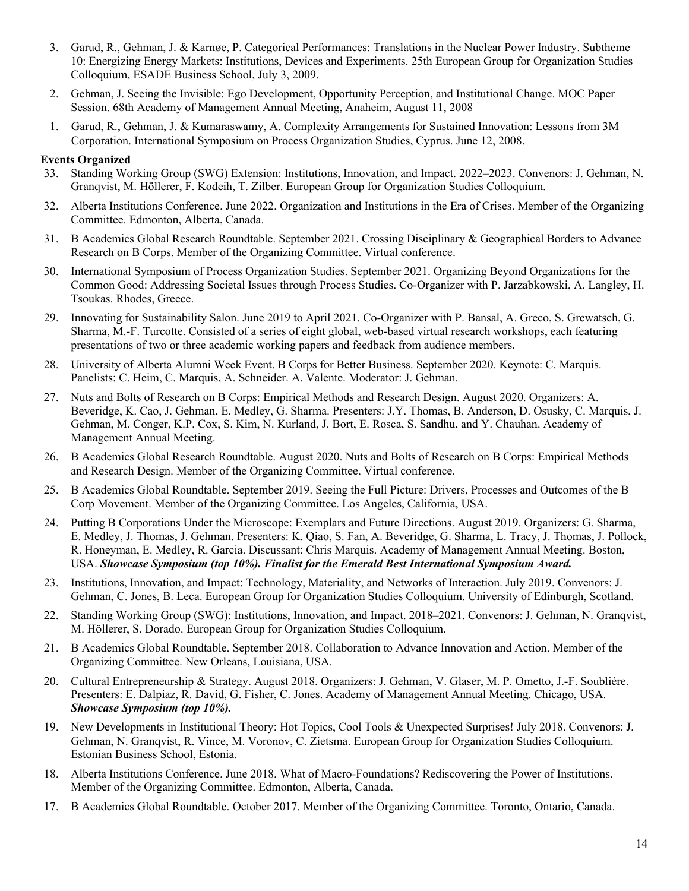3. Garud, R., Gehman, J. & Karnøe, P. Categorical Performances: Translations in the Nuclear Power Industry. Subtheme 10: Energizing Energy Markets: Institutions, Devices and Experiments. 25th European Group for Organization Studies Colloquium, ESADE Business School, July 3, 2009.
2. Gehman, J. Seeing the Invisible: Ego Development, Opportunity Perception, and Institutional Change. MOC Paper Session. 68th Academy of Management Annual Meeting, Anaheim, August 11, 2008
1. Garud, R., Gehman, J. & Kumaraswamy, A. Complexity Arrangements for Sustained Innovation: Lessons from 3M Corporation. International Symposium on Process Organization Studies, Cyprus. June 12, 2008.

**Events Organized**

33. Standing Working Group (SWG) Extension: Institutions, Innovation, and Impact. 2022–2023. Convenors: J. Gehman, N. Granqvist, M. Höllerer, F. Kodeih, T. Zilber. European Group for Organization Studies Colloquium.
32. Alberta Institutions Conference. June 2022. Organization and Institutions in the Era of Crises. Member of the Organizing Committee. Edmonton, Alberta, Canada.
31. B Academics Global Research Roundtable. September 2021. Crossing Disciplinary & Geographical Borders to Advance Research on B Corps. Member of the Organizing Committee. Virtual conference.
30. International Symposium of Process Organization Studies. September 2021. Organizing Beyond Organizations for the Common Good: Addressing Societal Issues through Process Studies. Co-Organizer with P. Jarzabkowski, A. Langley, H. Tsoukas. Rhodes, Greece.
29. Innovating for Sustainability Salon. June 2019 to April 2021. Co-Organizer with P. Bansal, A. Greco, S. Grewatsch, G. Sharma, M.-F. Turcotte. Consisted of a series of eight global, web-based virtual research workshops, each featuring presentations of two or three academic working papers and feedback from audience members.
28. University of Alberta Alumni Week Event. B Corps for Better Business. September 2020. Keynote: C. Marquis. Panelists: C. Heim, C. Marquis, A. Schneider. A. Valente. Moderator: J. Gehman.
27. Nuts and Bolts of Research on B Corps: Empirical Methods and Research Design. August 2020. Organizers: A. Beveridge, K. Cao, J. Gehman, E. Medley, G. Sharma. Presenters: J.Y. Thomas, B. Anderson, D. Osusky, C. Marquis, J. Gehman, M. Conger, K.P. Cox, S. Kim, N. Kurland, J. Bort, E. Rosca, S. Sandhu, and Y. Chauhan. Academy of Management Annual Meeting.
26. B Academics Global Research Roundtable. August 2020. Nuts and Bolts of Research on B Corps: Empirical Methods and Research Design. Member of the Organizing Committee. Virtual conference.
25. B Academics Global Roundtable. September 2019. Seeing the Full Picture: Drivers, Processes and Outcomes of the B Corp Movement. Member of the Organizing Committee. Los Angeles, California, USA.
24. Putting B Corporations Under the Microscope: Exemplars and Future Directions. August 2019. Organizers: G. Sharma, E. Medley, J. Thomas, J. Gehman. Presenters: K. Qiao, S. Fan, A. Beveridge, G. Sharma, L. Tracy, J. Thomas, J. Pollock, R. Honeyman, E. Medley, R. Garcia. Discussant: Chris Marquis. Academy of Management Annual Meeting. Boston, USA. ***Showcase Symposium (top 10%). Finalist for the Emerald Best International Symposium Award.***
23. Institutions, Innovation, and Impact: Technology, Materiality, and Networks of Interaction. July 2019. Convenors: J. Gehman, C. Jones, B. Leca. European Group for Organization Studies Colloquium. University of Edinburgh, Scotland.
22. Standing Working Group (SWG): Institutions, Innovation, and Impact. 2018–2021. Convenors: J. Gehman, N. Granqvist, M. Höllerer, S. Dorado. European Group for Organization Studies Colloquium.
21. B Academics Global Roundtable. September 2018. Collaboration to Advance Innovation and Action. Member of the Organizing Committee. New Orleans, Louisiana, USA.
20. Cultural Entrepreneurship & Strategy. August 2018. Organizers: J. Gehman, V. Glaser, M. P. Ometto, J.-F. Soublière. Presenters: E. Dalpiaz, R. David, G. Fisher, C. Jones. Academy of Management Annual Meeting. Chicago, USA. ***Showcase Symposium (top 10%).***
19. New Developments in Institutional Theory: Hot Topics, Cool Tools & Unexpected Surprises! July 2018. Convenors: J. Gehman, N. Granqvist, R. Vince, M. Voronov, C. Zietsma. European Group for Organization Studies Colloquium. Estonian Business School, Estonia.
18. Alberta Institutions Conference. June 2018. What of Macro-Foundations? Rediscovering the Power of Institutions. Member of the Organizing Committee. Edmonton, Alberta, Canada.
17. B Academics Global Roundtable. October 2017. Member of the Organizing Committee. Toronto, Ontario, Canada.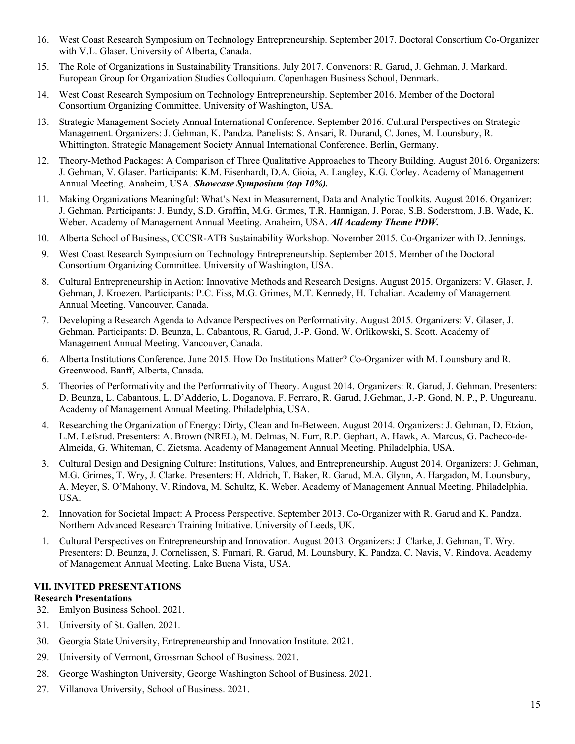16. West Coast Research Symposium on Technology Entrepreneurship. September 2017. Doctoral Consortium Co-Organizer with V.L. Glaser. University of Alberta, Canada.
15. The Role of Organizations in Sustainability Transitions. July 2017. Convenors: R. Garud, J. Gehman, J. Markard. European Group for Organization Studies Colloquium. Copenhagen Business School, Denmark.
14. West Coast Research Symposium on Technology Entrepreneurship. September 2016. Member of the Doctoral Consortium Organizing Committee. University of Washington, USA.
13. Strategic Management Society Annual International Conference. September 2016. Cultural Perspectives on Strategic Management. Organizers: J. Gehman, K. Pandza. Panelists: S. Ansari, R. Durand, C. Jones, M. Lounsbury, R. Whittington. Strategic Management Society Annual International Conference. Berlin, Germany.
12. Theory-Method Packages: A Comparison of Three Qualitative Approaches to Theory Building. August 2016. Organizers: J. Gehman, V. Glaser. Participants: K.M. Eisenhardt, D.A. Gioia, A. Langley, K.G. Corley. Academy of Management Annual Meeting. Anaheim, USA. ***Showcase Symposium (top 10%).***
11. Making Organizations Meaningful: What's Next in Measurement, Data and Analytic Toolkits. August 2016. Organizer: J. Gehman. Participants: J. Bundy, S.D. Graffin, M.G. Grimes, T.R. Hannigan, J. Porac, S.B. Soderstrom, J.B. Wade, K. Weber. Academy of Management Annual Meeting. Anaheim, USA. ***All Academy Theme PDW.***
10. Alberta School of Business, CCCSR-ATB Sustainability Workshop. November 2015. Co-Organizer with D. Jennings.
9. West Coast Research Symposium on Technology Entrepreneurship. September 2015. Member of the Doctoral Consortium Organizing Committee. University of Washington, USA.
8. Cultural Entrepreneurship in Action: Innovative Methods and Research Designs. August 2015. Organizers: V. Glaser, J. Gehman, J. Kroezen. Participants: P.C. Fiss, M.G. Grimes, M.T. Kennedy, H. Tchalian. Academy of Management Annual Meeting. Vancouver, Canada.
7. Developing a Research Agenda to Advance Perspectives on Performativity. August 2015. Organizers: V. Glaser, J. Gehman. Participants: D. Beunza, L. Cabantous, R. Garud, J.-P. Gond, W. Orlikowski, S. Scott. Academy of Management Annual Meeting. Vancouver, Canada.
6. Alberta Institutions Conference. June 2015. How Do Institutions Matter? Co-Organizer with M. Lounsbury and R. Greenwood. Banff, Alberta, Canada.
5. Theories of Performativity and the Performativity of Theory. August 2014. Organizers: R. Garud, J. Gehman. Presenters: D. Beunza, L. Cabantous, L. D'Adderio, L. Doganova, F. Ferraro, R. Garud, J.Gehman, J.-P. Gond, N. P., P. Ungureanu. Academy of Management Annual Meeting. Philadelphia, USA.
4. Researching the Organization of Energy: Dirty, Clean and In-Between. August 2014. Organizers: J. Gehman, D. Etzion, L.M. Lefsrud. Presenters: A. Brown (NREL), M. Delmas, N. Furr, R.P. Gephart, A. Hawk, A. Marcus, G. Pacheco-de-Almeida, G. Whiteman, C. Zietsma. Academy of Management Annual Meeting. Philadelphia, USA.
3. Cultural Design and Designing Culture: Institutions, Values, and Entrepreneurship. August 2014. Organizers: J. Gehman, M.G. Grimes, T. Wry, J. Clarke. Presenters: H. Aldrich, T. Baker, R. Garud, M.A. Glynn, A. Hargadon, M. Lounsbury, A. Meyer, S. O'Mahony, V. Rindova, M. Schultz, K. Weber. Academy of Management Annual Meeting. Philadelphia, USA.
2. Innovation for Societal Impact: A Process Perspective. September 2013. Co-Organizer with R. Garud and K. Pandza. Northern Advanced Research Training Initiative. University of Leeds, UK.
1. Cultural Perspectives on Entrepreneurship and Innovation. August 2013. Organizers: J. Clarke, J. Gehman, T. Wry. Presenters: D. Beunza, J. Cornelissen, S. Furnari, R. Garud, M. Lounsbury, K. Pandza, C. Navis, V. Rindova. Academy of Management Annual Meeting. Lake Buena Vista, USA.

## VII. INVITED PRESENTATIONS

### Research Presentations

32. Emlyon Business School. 2021.
31. University of St. Gallen. 2021.
30. Georgia State University, Entrepreneurship and Innovation Institute. 2021.
29. University of Vermont, Grossman School of Business. 2021.
28. George Washington University, George Washington School of Business. 2021.
27. Villanova University, School of Business. 2021.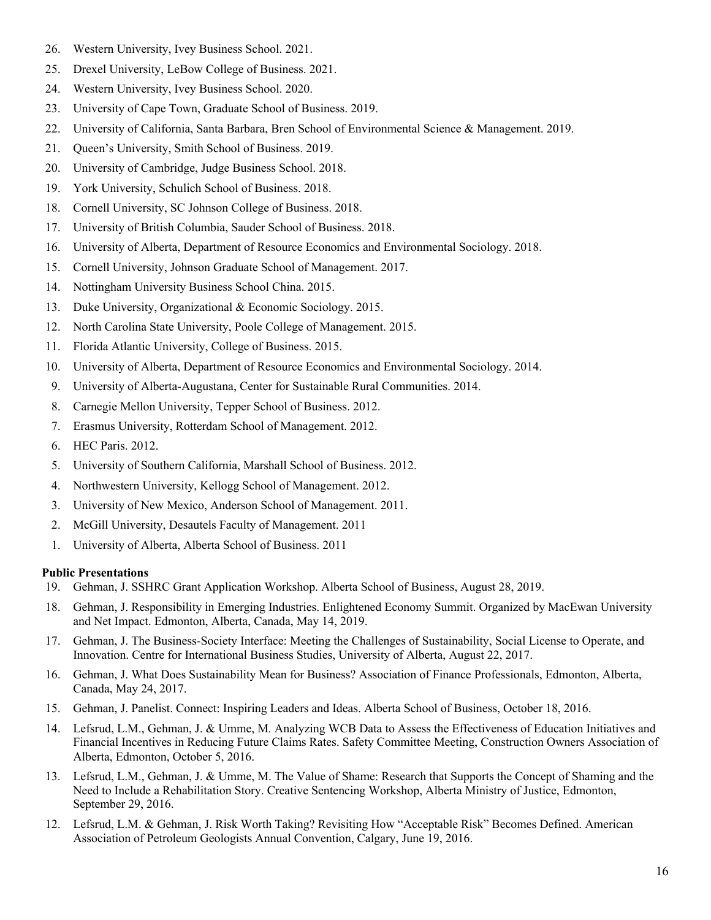26. Western University, Ivey Business School. 2021.
25. Drexel University, LeBow College of Business. 2021.
24. Western University, Ivey Business School. 2020.
23. University of Cape Town, Graduate School of Business. 2019.
22. University of California, Santa Barbara, Bren School of Environmental Science & Management. 2019.
21. Queen's University, Smith School of Business. 2019.
20. University of Cambridge, Judge Business School. 2018.
19. York University, Schulich School of Business. 2018.
18. Cornell University, SC Johnson College of Business. 2018.
17. University of British Columbia, Sauder School of Business. 2018.
16. University of Alberta, Department of Resource Economics and Environmental Sociology. 2018.
15. Cornell University, Johnson Graduate School of Management. 2017.
14. Nottingham University Business School China. 2015.
13. Duke University, Organizational & Economic Sociology. 2015.
12. North Carolina State University, Poole College of Management. 2015.
11. Florida Atlantic University, College of Business. 2015.
10. University of Alberta, Department of Resource Economics and Environmental Sociology. 2014.
9. University of Alberta-Augustana, Center for Sustainable Rural Communities. 2014.
8. Carnegie Mellon University, Tepper School of Business. 2012.
7. Erasmus University, Rotterdam School of Management. 2012.
6. HEC Paris. 2012.
5. University of Southern California, Marshall School of Business. 2012.
4. Northwestern University, Kellogg School of Management. 2012.
3. University of New Mexico, Anderson School of Management. 2011.
2. McGill University, Desautels Faculty of Management. 2011
1. University of Alberta, Alberta School of Business. 2011

**Public Presentations**

19. Gehman, J. SSHRC Grant Application Workshop. Alberta School of Business, August 28, 2019.
18. Gehman, J. Responsibility in Emerging Industries. Enlightened Economy Summit. Organized by MacEwan University and Net Impact. Edmonton, Alberta, Canada, May 14, 2019.
17. Gehman, J. The Business-Society Interface: Meeting the Challenges of Sustainability, Social License to Operate, and Innovation. Centre for International Business Studies, University of Alberta, August 22, 2017.
16. Gehman, J. What Does Sustainability Mean for Business? Association of Finance Professionals, Edmonton, Alberta, Canada, May 24, 2017.
15. Gehman, J. Panelist. Connect: Inspiring Leaders and Ideas. Alberta School of Business, October 18, 2016.
14. Lefsrud, L.M., Gehman, J. & Umme, M. Analyzing WCB Data to Assess the Effectiveness of Education Initiatives and Financial Incentives in Reducing Future Claims Rates. Safety Committee Meeting, Construction Owners Association of Alberta, Edmonton, October 5, 2016.
13. Lefsrud, L.M., Gehman, J. & Umme, M. The Value of Shame: Research that Supports the Concept of Shaming and the Need to Include a Rehabilitation Story. Creative Sentencing Workshop, Alberta Ministry of Justice, Edmonton, September 29, 2016.
12. Lefsrud, L.M. & Gehman, J. Risk Worth Taking? Revisiting How "Acceptable Risk" Becomes Defined. American Association of Petroleum Geologists Annual Convention, Calgary, June 19, 2016.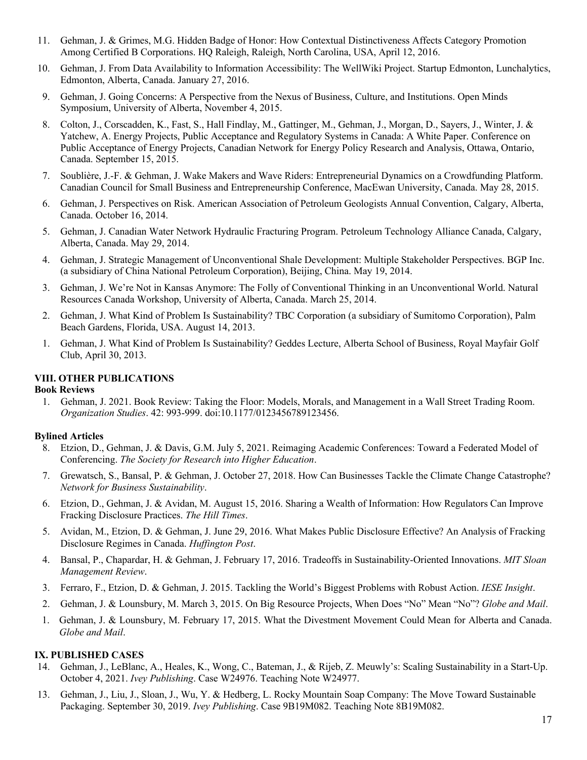11. Gehman, J. & Grimes, M.G. Hidden Badge of Honor: How Contextual Distinctiveness Affects Category Promotion Among Certified B Corporations. HQ Raleigh, Raleigh, North Carolina, USA, April 12, 2016.
10. Gehman, J. From Data Availability to Information Accessibility: The WellWiki Project. Startup Edmonton, Lunchalytics, Edmonton, Alberta, Canada. January 27, 2016.
9. Gehman, J. Going Concerns: A Perspective from the Nexus of Business, Culture, and Institutions. Open Minds Symposium, University of Alberta, November 4, 2015.
8. Colton, J., Corscadden, K., Fast, S., Hall Findlay, M., Gattinger, M., Gehman, J., Morgan, D., Sayers, J., Winter, J. & Yatchew, A. Energy Projects, Public Acceptance and Regulatory Systems in Canada: A White Paper. Conference on Public Acceptance of Energy Projects, Canadian Network for Energy Policy Research and Analysis, Ottawa, Ontario, Canada. September 15, 2015.
7. Soublière, J.-F. & Gehman, J. Wake Makers and Wave Riders: Entrepreneurial Dynamics on a Crowdfunding Platform. Canadian Council for Small Business and Entrepreneurship Conference, MacEwan University, Canada. May 28, 2015.
6. Gehman, J. Perspectives on Risk. American Association of Petroleum Geologists Annual Convention, Calgary, Alberta, Canada. October 16, 2014.
5. Gehman, J. Canadian Water Network Hydraulic Fracturing Program. Petroleum Technology Alliance Canada, Calgary, Alberta, Canada. May 29, 2014.
4. Gehman, J. Strategic Management of Unconventional Shale Development: Multiple Stakeholder Perspectives. BGP Inc. (a subsidiary of China National Petroleum Corporation), Beijing, China. May 19, 2014.
3. Gehman, J. We're Not in Kansas Anymore: The Folly of Conventional Thinking in an Unconventional World. Natural Resources Canada Workshop, University of Alberta, Canada. March 25, 2014.
2. Gehman, J. What Kind of Problem Is Sustainability? TBC Corporation (a subsidiary of Sumitomo Corporation), Palm Beach Gardens, Florida, USA. August 14, 2013.
1. Gehman, J. What Kind of Problem Is Sustainability? Geddes Lecture, Alberta School of Business, Royal Mayfair Golf Club, April 30, 2013.

## VIII. OTHER PUBLICATIONS

### Book Reviews

1. Gehman, J. 2021. Book Review: Taking the Floor: Models, Morals, and Management in a Wall Street Trading Room. *Organization Studies*. 42: 993-999. doi:10.1177/0123456789123456.

### Bylined Articles

8. Etzion, D., Gehman, J. & Davis, G.M. July 5, 2021. Reimaging Academic Conferences: Toward a Federated Model of Conferencing. *The Society for Research into Higher Education*.
7. Grewatsch, S., Bansal, P. & Gehman, J. October 27, 2018. How Can Businesses Tackle the Climate Change Catastrophe? *Network for Business Sustainability*.
6. Etzion, D., Gehman, J. & Avidan, M. August 15, 2016. Sharing a Wealth of Information: How Regulators Can Improve Fracking Disclosure Practices. *The Hill Times*.
5. Avidan, M., Etzion, D. & Gehman, J. June 29, 2016. What Makes Public Disclosure Effective? An Analysis of Fracking Disclosure Regimes in Canada. *Huffington Post*.
4. Bansal, P., Chapardar, H. & Gehman, J. February 17, 2016. Tradeoffs in Sustainability-Oriented Innovations. *MIT Sloan Management Review*.
3. Ferraro, F., Etzion, D. & Gehman, J. 2015. Tackling the World's Biggest Problems with Robust Action. *IESE Insight*.
2. Gehman, J. & Lounsbury, M. March 3, 2015. On Big Resource Projects, When Does "No" Mean "No"? *Globe and Mail*.
1. Gehman, J. & Lounsbury, M. February 17, 2015. What the Divestment Movement Could Mean for Alberta and Canada. *Globe and Mail*.

## IX. PUBLISHED CASES

14. Gehman, J., LeBlanc, A., Heales, K., Wong, C., Bateman, J., & Rijeb, Z. Meuwly's: Scaling Sustainability in a Start-Up. October 4, 2021. *Ivey Publishing*. Case W24976. Teaching Note W24977.
13. Gehman, J., Liu, J., Sloan, J., Wu, Y. & Hedberg, L. Rocky Mountain Soap Company: The Move Toward Sustainable Packaging. September 30, 2019. *Ivey Publishing*. Case 9B19M082. Teaching Note 8B19M082.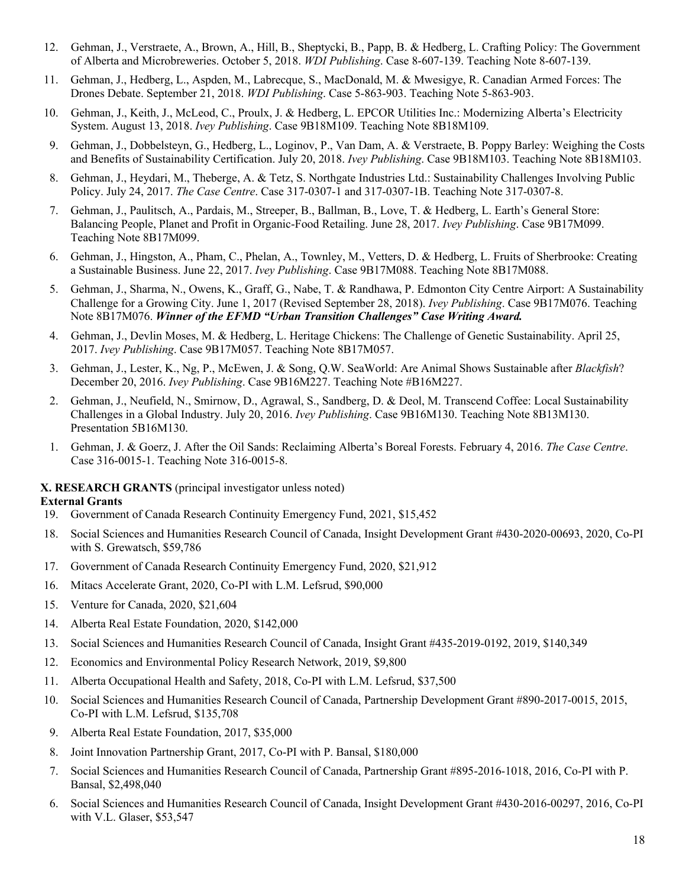12. Gehman, J., Verstraete, A., Brown, A., Hill, B., Sheptycki, B., Papp, B. & Hedberg, L. Crafting Policy: The Government of Alberta and Microbreweries. October 5, 2018. *WDI Publishing*. Case 8-607-139. Teaching Note 8-607-139.
11. Gehman, J., Hedberg, L., Aspden, M., Labrecque, S., MacDonald, M. & Mwesigye, R. Canadian Armed Forces: The Drones Debate. September 21, 2018. *WDI Publishing*. Case 5-863-903. Teaching Note 5-863-903.
10. Gehman, J., Keith, J., McLeod, C., Proulx, J. & Hedberg, L. EPCOR Utilities Inc.: Modernizing Alberta's Electricity System. August 13, 2018. *Ivey Publishing*. Case 9B18M109. Teaching Note 8B18M109.
9. Gehman, J., Dobbelsteyn, G., Hedberg, L., Loginov, P., Van Dam, A. & Verstraete, B. Poppy Barley: Weighing the Costs and Benefits of Sustainability Certification. July 20, 2018. *Ivey Publishing*. Case 9B18M103. Teaching Note 8B18M103.
8. Gehman, J., Heydari, M., Theberge, A. & Tetz, S. Northgate Industries Ltd.: Sustainability Challenges Involving Public Policy. July 24, 2017. *The Case Centre*. Case 317-0307-1 and 317-0307-1B. Teaching Note 317-0307-8.
7. Gehman, J., Paulitsch, A., Pardais, M., Streeper, B., Ballman, B., Love, T. & Hedberg, L. Earth's General Store: Balancing People, Planet and Profit in Organic-Food Retailing. June 28, 2017. *Ivey Publishing*. Case 9B17M099. Teaching Note 8B17M099.
6. Gehman, J., Hingston, A., Pham, C., Phelan, A., Townley, M., Vetters, D. & Hedberg, L. Fruits of Sherbrooke: Creating a Sustainable Business. June 22, 2017. *Ivey Publishing*. Case 9B17M088. Teaching Note 8B17M088.
5. Gehman, J., Sharma, N., Owens, K., Graff, G., Nabe, T. & Randhawa, P. Edmonton City Centre Airport: A Sustainability Challenge for a Growing City. June 1, 2017 (Revised September 28, 2018). *Ivey Publishing*. Case 9B17M076. Teaching Note 8B17M076. ***Winner of the EFMD "Urban Transition Challenges" Case Writing Award.***
4. Gehman, J., Devlin Moses, M. & Hedberg, L. Heritage Chickens: The Challenge of Genetic Sustainability. April 25, 2017. *Ivey Publishing*. Case 9B17M057. Teaching Note 8B17M057.
3. Gehman, J., Lester, K., Ng, P., McEwen, J. & Song, Q.W. SeaWorld: Are Animal Shows Sustainable after *Blackfish*? December 20, 2016. *Ivey Publishing*. Case 9B16M227. Teaching Note #B16M227.
2. Gehman, J., Neufield, N., Smirnow, D., Agrawal, S., Sandberg, D. & Deol, M. Transcend Coffee: Local Sustainability Challenges in a Global Industry. July 20, 2016. *Ivey Publishing*. Case 9B16M130. Teaching Note 8B13M130. Presentation 5B16M130.
1. Gehman, J. & Goerz, J. After the Oil Sands: Reclaiming Alberta's Boreal Forests. February 4, 2016. *The Case Centre*. Case 316-0015-1. Teaching Note 316-0015-8.

**X. RESEARCH GRANTS** (principal investigator unless noted)

**External Grants**

19. Government of Canada Research Continuity Emergency Fund, 2021, $15,452
18. Social Sciences and Humanities Research Council of Canada, Insight Development Grant #430-2020-00693, 2020, Co-PI with S. Grewatsch, $59,786
17. Government of Canada Research Continuity Emergency Fund, 2020, $21,912
16. Mitacs Accelerate Grant, 2020, Co-PI with L.M. Lefsrud, $90,000
15. Venture for Canada, 2020, $21,604
14. Alberta Real Estate Foundation, 2020, $142,000
13. Social Sciences and Humanities Research Council of Canada, Insight Grant #435-2019-0192, 2019, $140,349
12. Economics and Environmental Policy Research Network, 2019, $9,800
11. Alberta Occupational Health and Safety, 2018, Co-PI with L.M. Lefsrud, $37,500
10. Social Sciences and Humanities Research Council of Canada, Partnership Development Grant #890-2017-0015, 2015, Co-PI with L.M. Lefsrud, $135,708
9. Alberta Real Estate Foundation, 2017, $35,000
8. Joint Innovation Partnership Grant, 2017, Co-PI with P. Bansal, $180,000
7. Social Sciences and Humanities Research Council of Canada, Partnership Grant #895-2016-1018, 2016, Co-PI with P. Bansal, $2,498,040
6. Social Sciences and Humanities Research Council of Canada, Insight Development Grant #430-2016-00297, 2016, Co-PI with V.L. Glaser, $53,547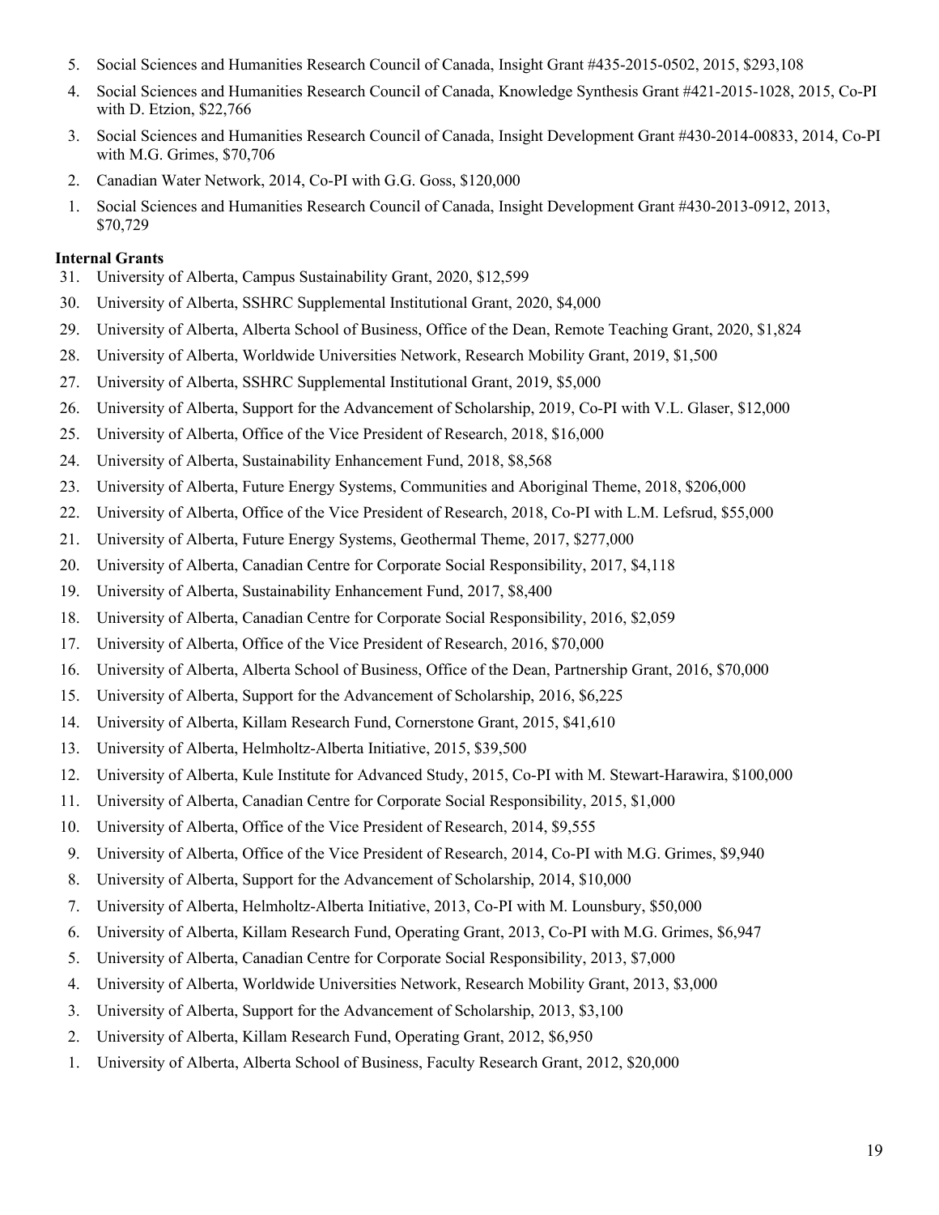5. Social Sciences and Humanities Research Council of Canada, Insight Grant #435-2015-0502, 2015, $293,108
4. Social Sciences and Humanities Research Council of Canada, Knowledge Synthesis Grant #421-2015-1028, 2015, Co-PI with D. Etzion, $22,766
3. Social Sciences and Humanities Research Council of Canada, Insight Development Grant #430-2014-00833, 2014, Co-PI with M.G. Grimes, $70,706
2. Canadian Water Network, 2014, Co-PI with G.G. Goss, $120,000
1. Social Sciences and Humanities Research Council of Canada, Insight Development Grant #430-2013-0912, 2013, $70,729

**Internal Grants**

31. University of Alberta, Campus Sustainability Grant, 2020, $12,599
30. University of Alberta, SSHRC Supplemental Institutional Grant, 2020, $4,000
29. University of Alberta, Alberta School of Business, Office of the Dean, Remote Teaching Grant, 2020, $1,824
28. University of Alberta, Worldwide Universities Network, Research Mobility Grant, 2019, $1,500
27. University of Alberta, SSHRC Supplemental Institutional Grant, 2019, $5,000
26. University of Alberta, Support for the Advancement of Scholarship, 2019, Co-PI with V.L. Glaser, $12,000
25. University of Alberta, Office of the Vice President of Research, 2018, $16,000
24. University of Alberta, Sustainability Enhancement Fund, 2018, $8,568
23. University of Alberta, Future Energy Systems, Communities and Aboriginal Theme, 2018, $206,000
22. University of Alberta, Office of the Vice President of Research, 2018, Co-PI with L.M. Lefsrud, $55,000
21. University of Alberta, Future Energy Systems, Geothermal Theme, 2017, $277,000
20. University of Alberta, Canadian Centre for Corporate Social Responsibility, 2017, $4,118
19. University of Alberta, Sustainability Enhancement Fund, 2017, $8,400
18. University of Alberta, Canadian Centre for Corporate Social Responsibility, 2016, $2,059
17. University of Alberta, Office of the Vice President of Research, 2016, $70,000
16. University of Alberta, Alberta School of Business, Office of the Dean, Partnership Grant, 2016, $70,000
15. University of Alberta, Support for the Advancement of Scholarship, 2016, $6,225
14. University of Alberta, Killam Research Fund, Cornerstone Grant, 2015, $41,610
13. University of Alberta, Helmholtz-Alberta Initiative, 2015, $39,500
12. University of Alberta, Kule Institute for Advanced Study, 2015, Co-PI with M. Stewart-Harawira, $100,000
11. University of Alberta, Canadian Centre for Corporate Social Responsibility, 2015, $1,000
10. University of Alberta, Office of the Vice President of Research, 2014, $9,555
9. University of Alberta, Office of the Vice President of Research, 2014, Co-PI with M.G. Grimes, $9,940
8. University of Alberta, Support for the Advancement of Scholarship, 2014, $10,000
7. University of Alberta, Helmholtz-Alberta Initiative, 2013, Co-PI with M. Lounsbury, $50,000
6. University of Alberta, Killam Research Fund, Operating Grant, 2013, Co-PI with M.G. Grimes, $6,947
5. University of Alberta, Canadian Centre for Corporate Social Responsibility, 2013, $7,000
4. University of Alberta, Worldwide Universities Network, Research Mobility Grant, 2013, $3,000
3. University of Alberta, Support for the Advancement of Scholarship, 2013, $3,100
2. University of Alberta, Killam Research Fund, Operating Grant, 2012, $6,950
1. University of Alberta, Alberta School of Business, Faculty Research Grant, 2012, $20,000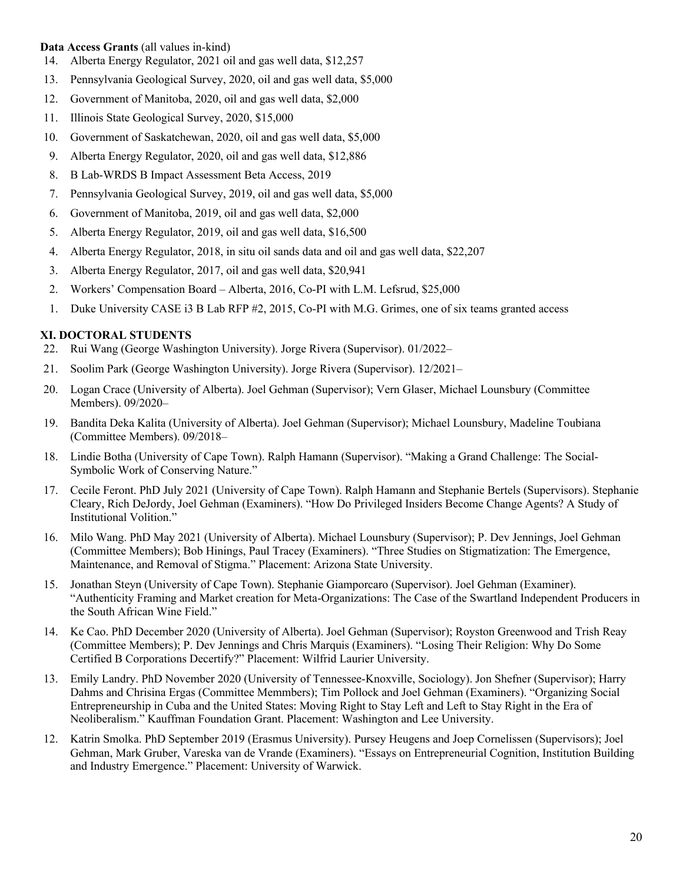**Data Access Grants** (all values in-kind)

14. Alberta Energy Regulator, 2021 oil and gas well data, $12,257
13. Pennsylvania Geological Survey, 2020, oil and gas well data, $5,000
12. Government of Manitoba, 2020, oil and gas well data, $2,000
11. Illinois State Geological Survey, 2020, $15,000
10. Government of Saskatchewan, 2020, oil and gas well data, $5,000
9. Alberta Energy Regulator, 2020, oil and gas well data, $12,886
8. B Lab-WRDS B Impact Assessment Beta Access, 2019
7. Pennsylvania Geological Survey, 2019, oil and gas well data, $5,000
6. Government of Manitoba, 2019, oil and gas well data, $2,000
5. Alberta Energy Regulator, 2019, oil and gas well data, $16,500
4. Alberta Energy Regulator, 2018, in situ oil sands data and oil and gas well data, $22,207
3. Alberta Energy Regulator, 2017, oil and gas well data, $20,941
2. Workers' Compensation Board – Alberta, 2016, Co-PI with L.M. Lefsrud, $25,000
1. Duke University CASE i3 B Lab RFP #2, 2015, Co-PI with M.G. Grimes, one of six teams granted access

## XI. DOCTORAL STUDENTS

22. Rui Wang (George Washington University). Jorge Rivera (Supervisor). 01/2022–
21. Soolim Park (George Washington University). Jorge Rivera (Supervisor). 12/2021–
20. Logan Crace (University of Alberta). Joel Gehman (Supervisor); Vern Glaser, Michael Lounsbury (Committee Members). 09/2020–
19. Bandita Deka Kalita (University of Alberta). Joel Gehman (Supervisor); Michael Lounsbury, Madeline Toubiana (Committee Members). 09/2018–
18. Lindie Botha (University of Cape Town). Ralph Hamann (Supervisor). "Making a Grand Challenge: The Social-Symbolic Work of Conserving Nature."
17. Cecile Feront. PhD July 2021 (University of Cape Town). Ralph Hamann and Stephanie Bertels (Supervisors). Stephanie Cleary, Rich DeJordy, Joel Gehman (Examiners). "How Do Privileged Insiders Become Change Agents? A Study of Institutional Volition."
16. Milo Wang. PhD May 2021 (University of Alberta). Michael Lounsbury (Supervisor); P. Dev Jennings, Joel Gehman (Committee Members); Bob Hinings, Paul Tracey (Examiners). "Three Studies on Stigmatization: The Emergence, Maintenance, and Removal of Stigma." Placement: Arizona State University.
15. Jonathan Steyn (University of Cape Town). Stephanie Giamporcaro (Supervisor). Joel Gehman (Examiner). "Authenticity Framing and Market creation for Meta-Organizations: The Case of the Swartland Independent Producers in the South African Wine Field."
14. Ke Cao. PhD December 2020 (University of Alberta). Joel Gehman (Supervisor); Royston Greenwood and Trish Reay (Committee Members); P. Dev Jennings and Chris Marquis (Examiners). "Losing Their Religion: Why Do Some Certified B Corporations Decertify?" Placement: Wilfrid Laurier University.
13. Emily Landry. PhD November 2020 (University of Tennessee-Knoxville, Sociology). Jon Shefner (Supervisor); Harry Dahms and Chrisina Ergas (Committee Memmbers); Tim Pollock and Joel Gehman (Examiners). "Organizing Social Entrepreneurship in Cuba and the United States: Moving Right to Stay Left and Left to Stay Right in the Era of Neoliberalism." Kauffman Foundation Grant. Placement: Washington and Lee University.
12. Katrin Smolka. PhD September 2019 (Erasmus University). Pursey Heugens and Joep Cornelissen (Supervisors); Joel Gehman, Mark Gruber, Vareska van de Vrande (Examiners). "Essays on Entrepreneurial Cognition, Institution Building and Industry Emergence." Placement: University of Warwick.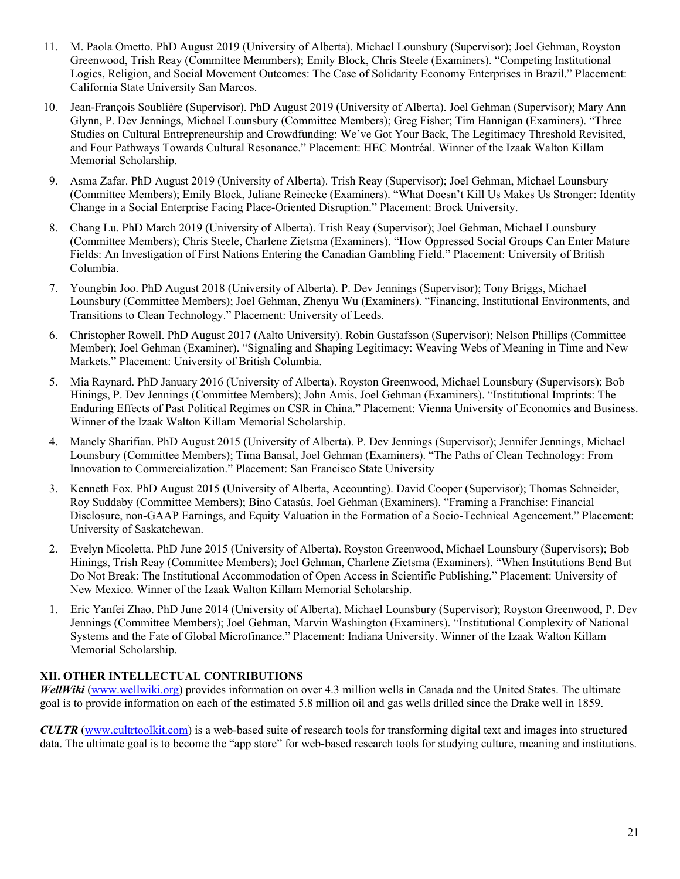11. M. Paola Ometto. PhD August 2019 (University of Alberta). Michael Lounsbury (Supervisor); Joel Gehman, Royston Greenwood, Trish Reay (Committee Memmbers); Emily Block, Chris Steele (Examiners). "Competing Institutional Logics, Religion, and Social Movement Outcomes: The Case of Solidarity Economy Enterprises in Brazil." Placement: California State University San Marcos.

10. Jean-François Soublière (Supervisor). PhD August 2019 (University of Alberta). Joel Gehman (Supervisor); Mary Ann Glynn, P. Dev Jennings, Michael Lounsbury (Committee Members); Greg Fisher; Tim Hannigan (Examiners). "Three Studies on Cultural Entrepreneurship and Crowdfunding: We've Got Your Back, The Legitimacy Threshold Revisited, and Four Pathways Towards Cultural Resonance." Placement: HEC Montréal. Winner of the Izaak Walton Killam Memorial Scholarship.

9. Asma Zafar. PhD August 2019 (University of Alberta). Trish Reay (Supervisor); Joel Gehman, Michael Lounsbury (Committee Members); Emily Block, Juliane Reinecke (Examiners). "What Doesn't Kill Us Makes Us Stronger: Identity Change in a Social Enterprise Facing Place-Oriented Disruption." Placement: Brock University.

8. Chang Lu. PhD March 2019 (University of Alberta). Trish Reay (Supervisor); Joel Gehman, Michael Lounsbury (Committee Members); Chris Steele, Charlene Zietsma (Examiners). "How Oppressed Social Groups Can Enter Mature Fields: An Investigation of First Nations Entering the Canadian Gambling Field." Placement: University of British Columbia.

7. Youngbin Joo. PhD August 2018 (University of Alberta). P. Dev Jennings (Supervisor); Tony Briggs, Michael Lounsbury (Committee Members); Joel Gehman, Zhenyu Wu (Examiners). "Financing, Institutional Environments, and Transitions to Clean Technology." Placement: University of Leeds.

6. Christopher Rowell. PhD August 2017 (Aalto University). Robin Gustafsson (Supervisor); Nelson Phillips (Committee Member); Joel Gehman (Examiner). "Signaling and Shaping Legitimacy: Weaving Webs of Meaning in Time and New Markets." Placement: University of British Columbia.

5. Mia Raynard. PhD January 2016 (University of Alberta). Royston Greenwood, Michael Lounsbury (Supervisors); Bob Hinings, P. Dev Jennings (Committee Members); John Amis, Joel Gehman (Examiners). "Institutional Imprints: The Enduring Effects of Past Political Regimes on CSR in China." Placement: Vienna University of Economics and Business. Winner of the Izaak Walton Killam Memorial Scholarship.

4. Manely Sharifian. PhD August 2015 (University of Alberta). P. Dev Jennings (Supervisor); Jennifer Jennings, Michael Lounsbury (Committee Members); Tima Bansal, Joel Gehman (Examiners). "The Paths of Clean Technology: From Innovation to Commercialization." Placement: San Francisco State University

3. Kenneth Fox. PhD August 2015 (University of Alberta, Accounting). David Cooper (Supervisor); Thomas Schneider, Roy Suddaby (Committee Members); Bino Catasús, Joel Gehman (Examiners). "Framing a Franchise: Financial Disclosure, non-GAAP Earnings, and Equity Valuation in the Formation of a Socio-Technical Agencement." Placement: University of Saskatchewan.

2. Evelyn Micoletta. PhD June 2015 (University of Alberta). Royston Greenwood, Michael Lounsbury (Supervisors); Bob Hinings, Trish Reay (Committee Members); Joel Gehman, Charlene Zietsma (Examiners). "When Institutions Bend But Do Not Break: The Institutional Accommodation of Open Access in Scientific Publishing." Placement: University of New Mexico. Winner of the Izaak Walton Killam Memorial Scholarship.

1. Eric Yanfei Zhao. PhD June 2014 (University of Alberta). Michael Lounsbury (Supervisor); Royston Greenwood, P. Dev Jennings (Committee Members); Joel Gehman, Marvin Washington (Examiners). "Institutional Complexity of National Systems and the Fate of Global Microfinance." Placement: Indiana University. Winner of the Izaak Walton Killam Memorial Scholarship.

## XII. OTHER INTELLECTUAL CONTRIBUTIONS

***WellWiki*** (www.wellwiki.org) provides information on over 4.3 million wells in Canada and the United States. The ultimate goal is to provide information on each of the estimated 5.8 million oil and gas wells drilled since the Drake well in 1859.

***CULTR*** (www.cultrtoolkit.com) is a web-based suite of research tools for transforming digital text and images into structured data. The ultimate goal is to become the "app store" for web-based research tools for studying culture, meaning and institutions.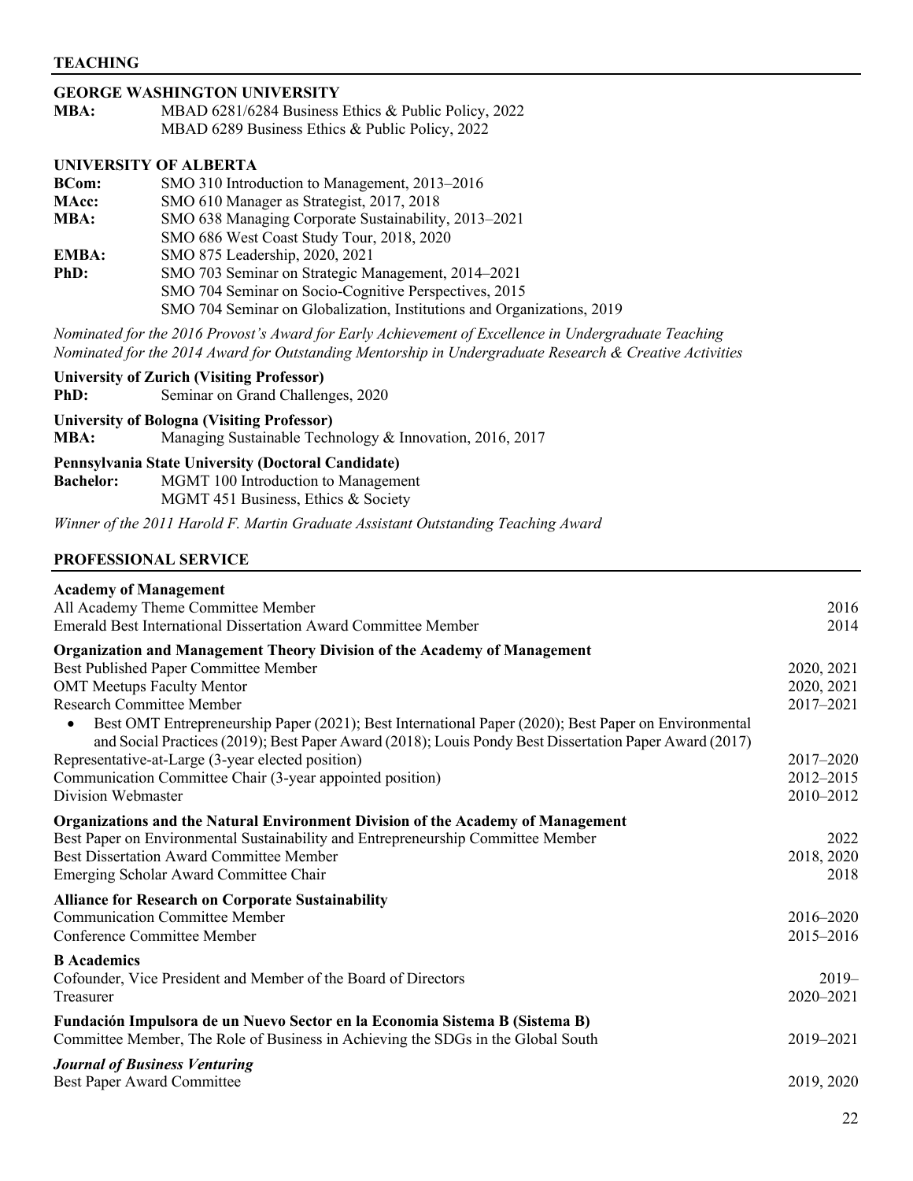## TEACHING

### GEORGE WASHINGTON UNIVERSITY

**MBA:** MBAD 6281/6284 Business Ethics & Public Policy, 2022
MBAD 6289 Business Ethics & Public Policy, 2022

### UNIVERSITY OF ALBERTA

**BCom:** SMO 310 Introduction to Management, 2013–2016
**MAcc:** SMO 610 Manager as Strategist, 2017, 2018
**MBA:** SMO 638 Managing Corporate Sustainability, 2013–2021
SMO 686 West Coast Study Tour, 2018, 2020
**EMBA:** SMO 875 Leadership, 2020, 2021
**PhD:** SMO 703 Seminar on Strategic Management, 2014–2021
SMO 704 Seminar on Socio-Cognitive Perspectives, 2015
SMO 704 Seminar on Globalization, Institutions and Organizations, 2019

*Nominated for the 2016 Provost's Award for Early Achievement of Excellence in Undergraduate Teaching*
*Nominated for the 2014 Award for Outstanding Mentorship in Undergraduate Research & Creative Activities*

**University of Zurich (Visiting Professor)**
**PhD:** Seminar on Grand Challenges, 2020

**University of Bologna (Visiting Professor)**
**MBA:** Managing Sustainable Technology & Innovation, 2016, 2017

**Pennsylvania State University (Doctoral Candidate)**
**Bachelor:** MGMT 100 Introduction to Management
MGMT 451 Business, Ethics & Society

*Winner of the 2011 Harold F. Martin Graduate Assistant Outstanding Teaching Award*

## PROFESSIONAL SERVICE

**Academy of Management**
All Academy Theme Committee Member — 2016
Emerald Best International Dissertation Award Committee Member — 2014

**Organization and Management Theory Division of the Academy of Management**
Best Published Paper Committee Member — 2020, 2021
OMT Meetups Faculty Mentor — 2020, 2021
Research Committee Member — 2017–2021

- Best OMT Entrepreneurship Paper (2021); Best International Paper (2020); Best Paper on Environmental and Social Practices (2019); Best Paper Award (2018); Louis Pondy Best Dissertation Paper Award (2017)

Representative-at-Large (3-year elected position) — 2017–2020
Communication Committee Chair (3-year appointed position) — 2012–2015
Division Webmaster — 2010–2012

**Organizations and the Natural Environment Division of the Academy of Management**
Best Paper on Environmental Sustainability and Entrepreneurship Committee Member — 2022
Best Dissertation Award Committee Member — 2018, 2020
Emerging Scholar Award Committee Chair — 2018

**Alliance for Research on Corporate Sustainability**
Communication Committee Member — 2016–2020
Conference Committee Member — 2015–2016

**B Academics**
Cofounder, Vice President and Member of the Board of Directors — 2019–
Treasurer — 2020–2021

**Fundación Impulsora de un Nuevo Sector en la Economia Sistema B (Sistema B)**
Committee Member, The Role of Business in Achieving the SDGs in the Global South — 2019–2021

***Journal of Business Venturing***
Best Paper Award Committee — 2019, 2020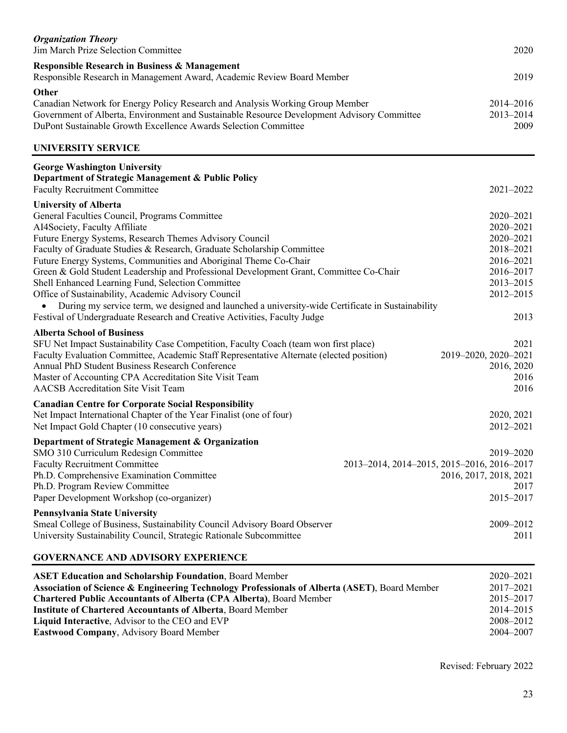***Organization Theory***

Jim March Prize Selection Committee 2020

**Responsible Research in Business & Management**

Responsible Research in Management Award, Academic Review Board Member 2019

**Other**

Canadian Network for Energy Policy Research and Analysis Working Group Member 2014–2016

Government of Alberta, Environment and Sustainable Resource Development Advisory Committee 2013–2014

DuPont Sustainable Growth Excellence Awards Selection Committee 2009

## UNIVERSITY SERVICE

**George Washington University**

**Department of Strategic Management & Public Policy**

Faculty Recruitment Committee 2021–2022

**University of Alberta**

General Faculties Council, Programs Committee 2020–2021

AI4Society, Faculty Affiliate 2020–2021

Future Energy Systems, Research Themes Advisory Council 2020–2021

Faculty of Graduate Studies & Research, Graduate Scholarship Committee 2018–2021

Future Energy Systems, Communities and Aboriginal Theme Co-Chair 2016–2021

Green & Gold Student Leadership and Professional Development Grant, Committee Co-Chair 2016–2017

Shell Enhanced Learning Fund, Selection Committee 2013–2015

Office of Sustainability, Academic Advisory Council 2012–2015

- During my service term, we designed and launched a university-wide Certificate in Sustainability

Festival of Undergraduate Research and Creative Activities, Faculty Judge 2013

**Alberta School of Business**

SFU Net Impact Sustainability Case Competition, Faculty Coach (team won first place) 2021

Faculty Evaluation Committee, Academic Staff Representative Alternate (elected position) 2019–2020, 2020–2021

Annual PhD Student Business Research Conference 2016, 2020

Master of Accounting CPA Accreditation Site Visit Team 2016

AACSB Accreditation Site Visit Team 2016

**Canadian Centre for Corporate Social Responsibility**

Net Impact International Chapter of the Year Finalist (one of four) 2020, 2021

Net Impact Gold Chapter (10 consecutive years) 2012–2021

**Department of Strategic Management & Organization**

SMO 310 Curriculum Redesign Committee 2019–2020

Faculty Recruitment Committee 2013–2014, 2014–2015, 2015–2016, 2016–2017

Ph.D. Comprehensive Examination Committee 2016, 2017, 2018, 2021

Ph.D. Program Review Committee 2017

Paper Development Workshop (co-organizer) 2015–2017

**Pennsylvania State University**

Smeal College of Business, Sustainability Council Advisory Board Observer 2009–2012

University Sustainability Council, Strategic Rationale Subcommittee 2011

## GOVERNANCE AND ADVISORY EXPERIENCE

**ASET Education and Scholarship Foundation**, Board Member 2020–2021

**Association of Science & Engineering Technology Professionals of Alberta (ASET)**, Board Member 2017–2021

**Chartered Public Accountants of Alberta (CPA Alberta)**, Board Member 2015–2017

**Institute of Chartered Accountants of Alberta**, Board Member 2014–2015

**Liquid Interactive**, Advisor to the CEO and EVP 2008–2012

**Eastwood Company**, Advisory Board Member 2004–2007

Revised: February 2022